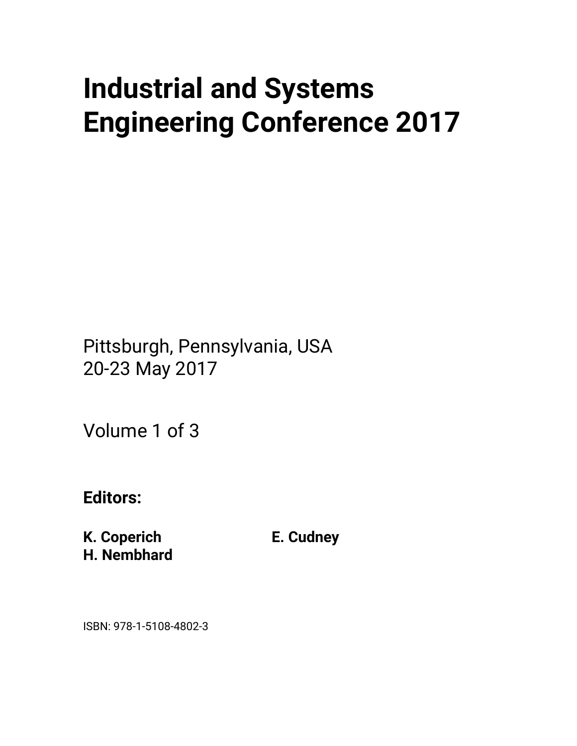# Industrial and Systems Engineering Conference 2017

Pittsburgh, Pennsylvania, USA
20-23 May 2017

Volume 1 of 3

**Editors:**

**K. Coperich** **E. Cudney**
**H. Nembhard**

ISBN: 978-1-5108-4802-3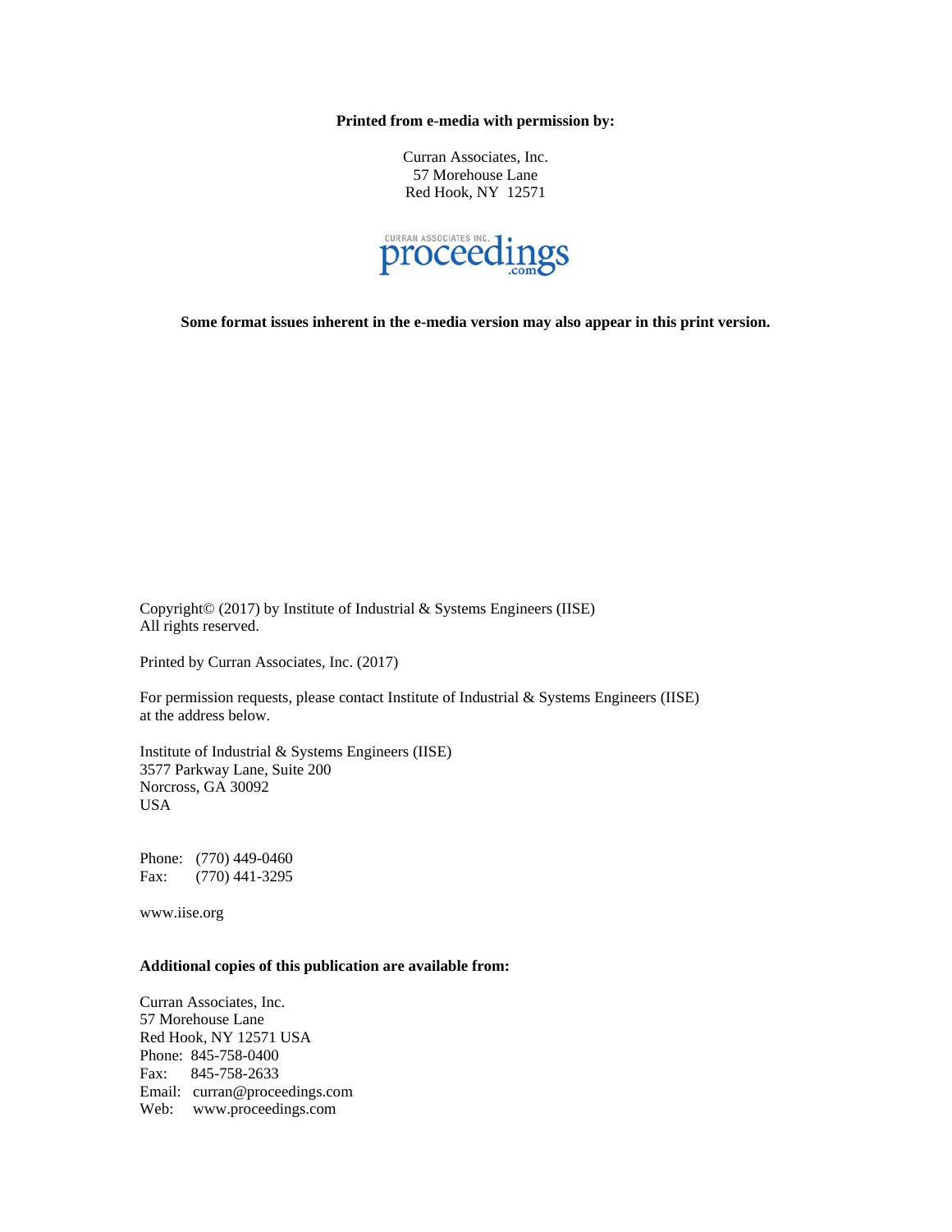**Printed from e-media with permission by:**

Curran Associates, Inc.
57 Morehouse Lane
Red Hook, NY 12571

CURRAN ASSOCIATES INC. proceedings .com

**Some format issues inherent in the e-media version may also appear in this print version.**

Copyright© (2017) by Institute of Industrial & Systems Engineers (IISE)
All rights reserved.

Printed by Curran Associates, Inc. (2017)

For permission requests, please contact Institute of Industrial & Systems Engineers (IISE) at the address below.

Institute of Industrial & Systems Engineers (IISE)
3577 Parkway Lane, Suite 200
Norcross, GA 30092
USA

Phone: (770) 449-0460
Fax: (770) 441-3295

www.iise.org

**Additional copies of this publication are available from:**

Curran Associates, Inc.
57 Morehouse Lane
Red Hook, NY 12571 USA
Phone: 845-758-0400
Fax: 845-758-2633
Email: curran@proceedings.com
Web: www.proceedings.com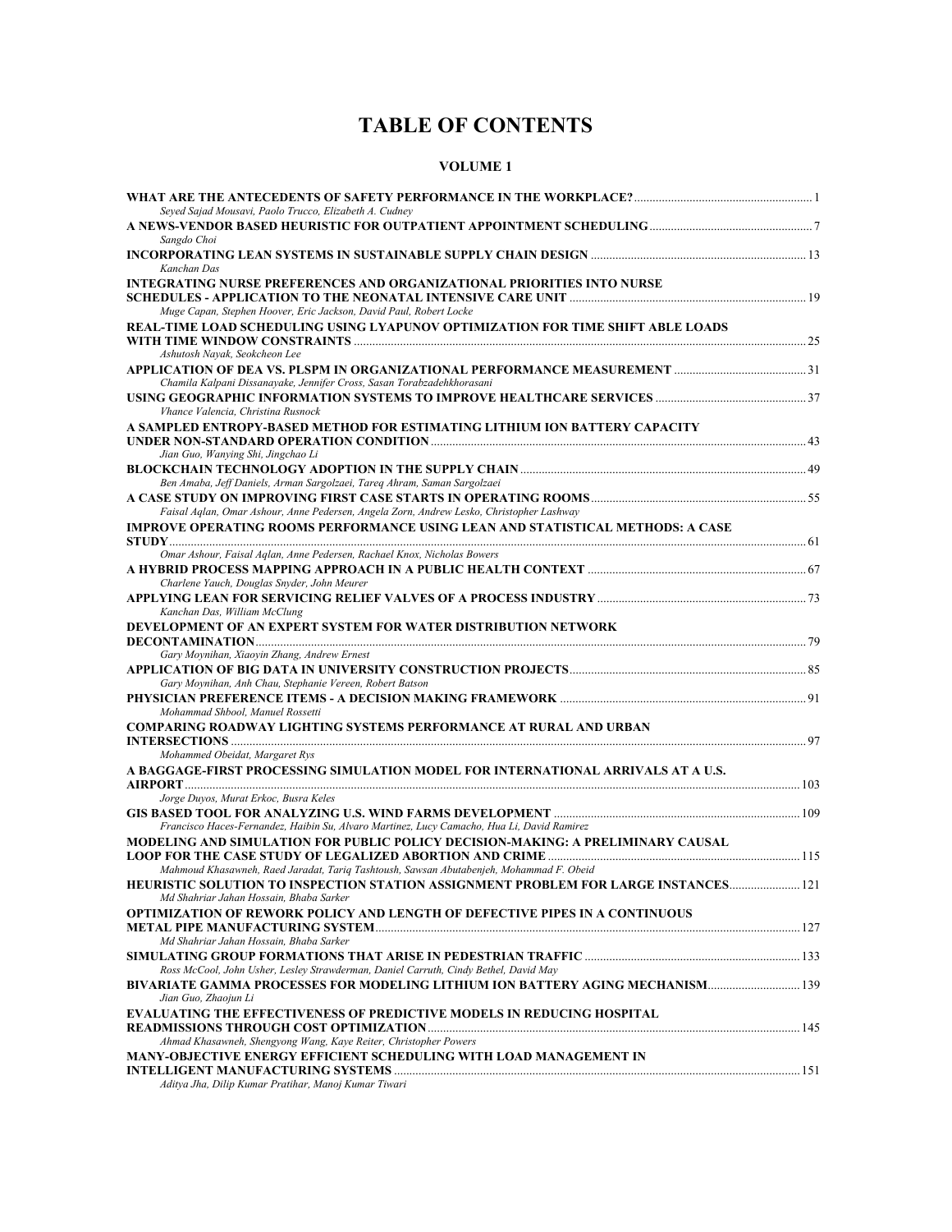# TABLE OF CONTENTS

## VOLUME 1

**WHAT ARE THE ANTECEDENTS OF SAFETY PERFORMANCE IN THE WORKPLACE?** ........ 1
*Seyed Sajad Mousavi, Paolo Trucco, Elizabeth A. Cudney*

**A NEWS-VENDOR BASED HEURISTIC FOR OUTPATIENT APPOINTMENT SCHEDULING** ........ 7
*Sangdo Choi*

**INCORPORATING LEAN SYSTEMS IN SUSTAINABLE SUPPLY CHAIN DESIGN** ........ 13
*Kanchan Das*

**INTEGRATING NURSE PREFERENCES AND ORGANIZATIONAL PRIORITIES INTO NURSE SCHEDULES - APPLICATION TO THE NEONATAL INTENSIVE CARE UNIT** ........ 19
*Muge Capan, Stephen Hoover, Eric Jackson, David Paul, Robert Locke*

**REAL-TIME LOAD SCHEDULING USING LYAPUNOV OPTIMIZATION FOR TIME SHIFT ABLE LOADS WITH TIME WINDOW CONSTRAINTS** ........ 25
*Ashutosh Nayak, Seokcheon Lee*

**APPLICATION OF DEA VS. PLSPM IN ORGANIZATIONAL PERFORMANCE MEASUREMENT** ........ 31
*Chamila Kalpani Dissanayake, Jennifer Cross, Sasan Torabzadehkhorasani*

**USING GEOGRAPHIC INFORMATION SYSTEMS TO IMPROVE HEALTHCARE SERVICES** ........ 37
*Vhance Valencia, Christina Rusnock*

**A SAMPLED ENTROPY-BASED METHOD FOR ESTIMATING LITHIUM ION BATTERY CAPACITY UNDER NON-STANDARD OPERATION CONDITION** ........ 43
*Jian Guo, Wanying Shi, Jingchao Li*

**BLOCKCHAIN TECHNOLOGY ADOPTION IN THE SUPPLY CHAIN** ........ 49
*Ben Amaba, Jeff Daniels, Arman Sargolzaei, Tareq Ahram, Saman Sargolzaei*

**A CASE STUDY ON IMPROVING FIRST CASE STARTS IN OPERATING ROOMS** ........ 55
*Faisal Aqlan, Omar Ashour, Anne Pedersen, Angela Zorn, Andrew Lesko, Christopher Lashway*

**IMPROVE OPERATING ROOMS PERFORMANCE USING LEAN AND STATISTICAL METHODS: A CASE STUDY** ........ 61
*Omar Ashour, Faisal Aqlan, Anne Pedersen, Rachael Knox, Nicholas Bowers*

**A HYBRID PROCESS MAPPING APPROACH IN A PUBLIC HEALTH CONTEXT** ........ 67
*Charlene Yauch, Douglas Snyder, John Meurer*

**APPLYING LEAN FOR SERVICING RELIEF VALVES OF A PROCESS INDUSTRY** ........ 73
*Kanchan Das, William McClung*

**DEVELOPMENT OF AN EXPERT SYSTEM FOR WATER DISTRIBUTION NETWORK DECONTAMINATION** ........ 79
*Gary Moynihan, Xiaoyin Zhang, Andrew Ernest*

**APPLICATION OF BIG DATA IN UNIVERSITY CONSTRUCTION PROJECTS** ........ 85
*Gary Moynihan, Anh Chau, Stephanie Vereen, Robert Batson*

**PHYSICIAN PREFERENCE ITEMS - A DECISION MAKING FRAMEWORK** ........ 91
*Mohammad Shbool, Manuel Rossetti*

**COMPARING ROADWAY LIGHTING SYSTEMS PERFORMANCE AT RURAL AND URBAN INTERSECTIONS** ........ 97
*Mohammed Obeidat, Margaret Rys*

**A BAGGAGE-FIRST PROCESSING SIMULATION MODEL FOR INTERNATIONAL ARRIVALS AT A U.S. AIRPORT** ........ 103
*Jorge Duyos, Murat Erkoc, Busra Keles*

**GIS BASED TOOL FOR ANALYZING U.S. WIND FARMS DEVELOPMENT** ........ 109
*Francisco Haces-Fernandez, Haibin Su, Alvaro Martinez, Lucy Camacho, Hua Li, David Ramirez*

**MODELING AND SIMULATION FOR PUBLIC POLICY DECISION-MAKING: A PRELIMINARY CAUSAL LOOP FOR THE CASE STUDY OF LEGALIZED ABORTION AND CRIME** ........ 115
*Mahmoud Khasawneh, Raed Jaradat, Tariq Tashtoush, Sawsan Abutabenjeh, Mohammad F. Obeid*

**HEURISTIC SOLUTION TO INSPECTION STATION ASSIGNMENT PROBLEM FOR LARGE INSTANCES** ........ 121
*Md Shahriar Jahan Hossain, Bhaba Sarker*

**OPTIMIZATION OF REWORK POLICY AND LENGTH OF DEFECTIVE PIPES IN A CONTINUOUS METAL PIPE MANUFACTURING SYSTEM** ........ 127
*Md Shahriar Jahan Hossain, Bhaba Sarker*

**SIMULATING GROUP FORMATIONS THAT ARISE IN PEDESTRIAN TRAFFIC** ........ 133
*Ross McCool, John Usher, Lesley Strawderman, Daniel Carruth, Cindy Bethel, David May*

**BIVARIATE GAMMA PROCESSES FOR MODELING LITHIUM ION BATTERY AGING MECHANISM** ........ 139
*Jian Guo, Zhaojun Li*

**EVALUATING THE EFFECTIVENESS OF PREDICTIVE MODELS IN REDUCING HOSPITAL READMISSIONS THROUGH COST OPTIMIZATION** ........ 145
*Ahmad Khasawneh, Shengyong Wang, Kaye Reiter, Christopher Powers*

**MANY-OBJECTIVE ENERGY EFFICIENT SCHEDULING WITH LOAD MANAGEMENT IN INTELLIGENT MANUFACTURING SYSTEMS** ........ 151
*Aditya Jha, Dilip Kumar Pratihar, Manoj Kumar Tiwari*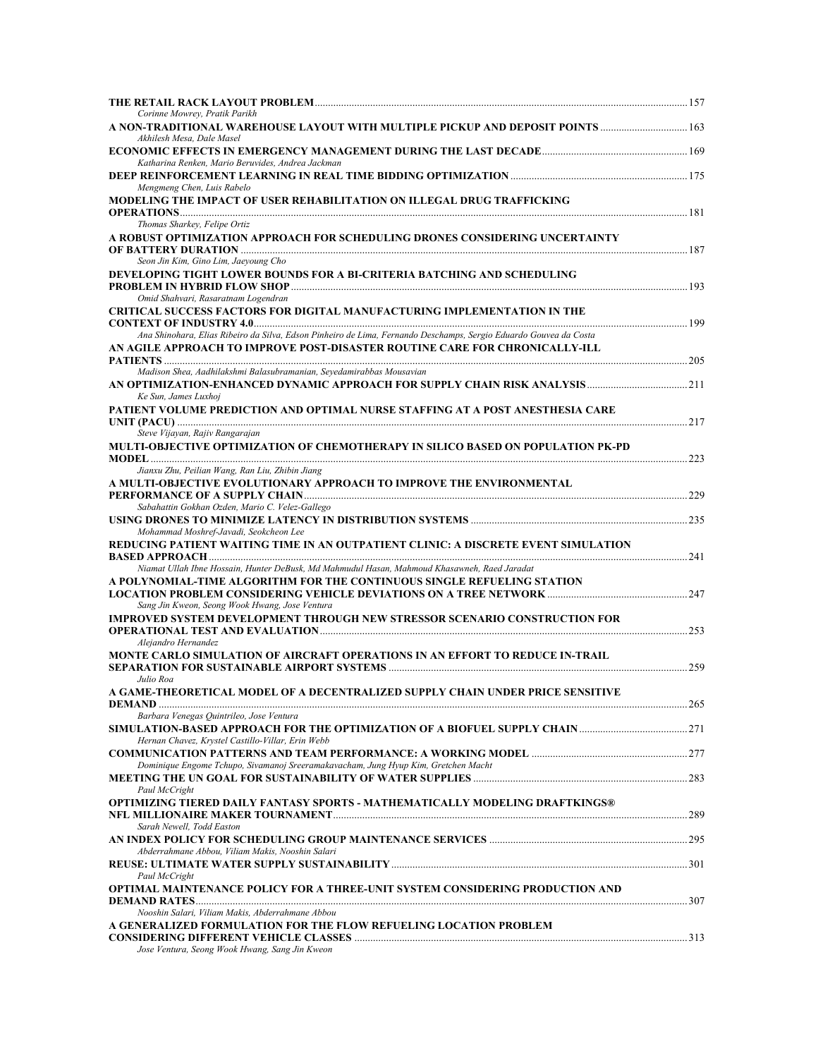**THE RETAIL RACK LAYOUT PROBLEM** ........................................ 157
*Corinne Mowrey, Pratik Parikh*

**A NON-TRADITIONAL WAREHOUSE LAYOUT WITH MULTIPLE PICKUP AND DEPOSIT POINTS** ........................................ 163
*Akhilesh Mesa, Dale Masel*

**ECONOMIC EFFECTS IN EMERGENCY MANAGEMENT DURING THE LAST DECADE** ........................................ 169
*Katharina Renken, Mario Beruvides, Andrea Jackman*

**DEEP REINFORCEMENT LEARNING IN REAL TIME BIDDING OPTIMIZATION** ........................................ 175
*Mengmeng Chen, Luis Rabelo*

**MODELING THE IMPACT OF USER REHABILITATION ON ILLEGAL DRUG TRAFFICKING OPERATIONS** ........................................ 181
*Thomas Sharkey, Felipe Ortiz*

**A ROBUST OPTIMIZATION APPROACH FOR SCHEDULING DRONES CONSIDERING UNCERTAINTY OF BATTERY DURATION** ........................................ 187
*Seon Jin Kim, Gino Lim, Jaeyoung Cho*

**DEVELOPING TIGHT LOWER BOUNDS FOR A BI-CRITERIA BATCHING AND SCHEDULING PROBLEM IN HYBRID FLOW SHOP** ........................................ 193
*Omid Shahvari, Rasaratnam Logendran*

**CRITICAL SUCCESS FACTORS FOR DIGITAL MANUFACTURING IMPLEMENTATION IN THE CONTEXT OF INDUSTRY 4.0** ........................................ 199
*Ana Shinohara, Elias Ribeiro da Silva, Edson Pinheiro de Lima, Fernando Deschamps, Sergio Eduardo Gouvea da Costa*

**AN AGILE APPROACH TO IMPROVE POST-DISASTER ROUTINE CARE FOR CHRONICALLY-ILL PATIENTS** ........................................ 205
*Madison Shea, Aadhilakshmi Balasubramanian, Seyedamirabbas Mousavian*

**AN OPTIMIZATION-ENHANCED DYNAMIC APPROACH FOR SUPPLY CHAIN RISK ANALYSIS** ........................................ 211
*Ke Sun, James Luxhoj*

**PATIENT VOLUME PREDICTION AND OPTIMAL NURSE STAFFING AT A POST ANESTHESIA CARE UNIT (PACU)** ........................................ 217
*Steve Vijayan, Rajiv Rangarajan*

**MULTI-OBJECTIVE OPTIMIZATION OF CHEMOTHERAPY IN SILICO BASED ON POPULATION PK-PD MODEL** ........................................ 223
*Jianxu Zhu, Peilian Wang, Ran Liu, Zhibin Jiang*

**A MULTI-OBJECTIVE EVOLUTIONARY APPROACH TO IMPROVE THE ENVIRONMENTAL PERFORMANCE OF A SUPPLY CHAIN** ........................................ 229
*Sabahattin Gokhan Ozden, Mario C. Velez-Gallego*

**USING DRONES TO MINIMIZE LATENCY IN DISTRIBUTION SYSTEMS** ........................................ 235
*Mohammad Moshref-Javadi, Seokcheon Lee*

**REDUCING PATIENT WAITING TIME IN AN OUTPATIENT CLINIC: A DISCRETE EVENT SIMULATION BASED APPROACH** ........................................ 241
*Niamat Ullah Ibne Hossain, Hunter DeBusk, Md Mahmudul Hasan, Mahmoud Khasawneh, Raed Jaradat*

**A POLYNOMIAL-TIME ALGORITHM FOR THE CONTINUOUS SINGLE REFUELING STATION LOCATION PROBLEM CONSIDERING VEHICLE DEVIATIONS ON A TREE NETWORK** ........................................ 247
*Sang Jin Kweon, Seong Wook Hwang, Jose Ventura*

**IMPROVED SYSTEM DEVELOPMENT THROUGH NEW STRESSOR SCENARIO CONSTRUCTION FOR OPERATIONAL TEST AND EVALUATION** ........................................ 253
*Alejandro Hernandez*

**MONTE CARLO SIMULATION OF AIRCRAFT OPERATIONS IN AN EFFORT TO REDUCE IN-TRAIL SEPARATION FOR SUSTAINABLE AIRPORT SYSTEMS** ........................................ 259
*Julio Roa*

**A GAME-THEORETICAL MODEL OF A DECENTRALIZED SUPPLY CHAIN UNDER PRICE SENSITIVE DEMAND** ........................................ 265
*Barbara Venegas Quintrileo, Jose Ventura*

**SIMULATION-BASED APPROACH FOR THE OPTIMIZATION OF A BIOFUEL SUPPLY CHAIN** ........................................ 271
*Hernan Chavez, Krystel Castillo-Villar, Erin Webb*

**COMMUNICATION PATTERNS AND TEAM PERFORMANCE: A WORKING MODEL** ........................................ 277
*Dominique Engome Tchupo, Sivamanoj Sreeramakavacham, Jung Hyup Kim, Gretchen Macht*

**MEETING THE UN GOAL FOR SUSTAINABILITY OF WATER SUPPLIES** ........................................ 283
*Paul McCright*

**OPTIMIZING TIERED DAILY FANTASY SPORTS - MATHEMATICALLY MODELING DRAFTKINGS® NFL MILLIONAIRE MAKER TOURNAMENT** ........................................ 289
*Sarah Newell, Todd Easton*

**AN INDEX POLICY FOR SCHEDULING GROUP MAINTENANCE SERVICES** ........................................ 295
*Abderrahmane Abbou, Viliam Makis, Nooshin Salari*

**REUSE: ULTIMATE WATER SUPPLY SUSTAINABILITY** ........................................ 301
*Paul McCright*

**OPTIMAL MAINTENANCE POLICY FOR A THREE-UNIT SYSTEM CONSIDERING PRODUCTION AND DEMAND RATES** ........................................ 307
*Nooshin Salari, Viliam Makis, Abderrahmane Abbou*

**A GENERALIZED FORMULATION FOR THE FLOW REFUELING LOCATION PROBLEM CONSIDERING DIFFERENT VEHICLE CLASSES** ........................................ 313
*Jose Ventura, Seong Wook Hwang, Sang Jin Kweon*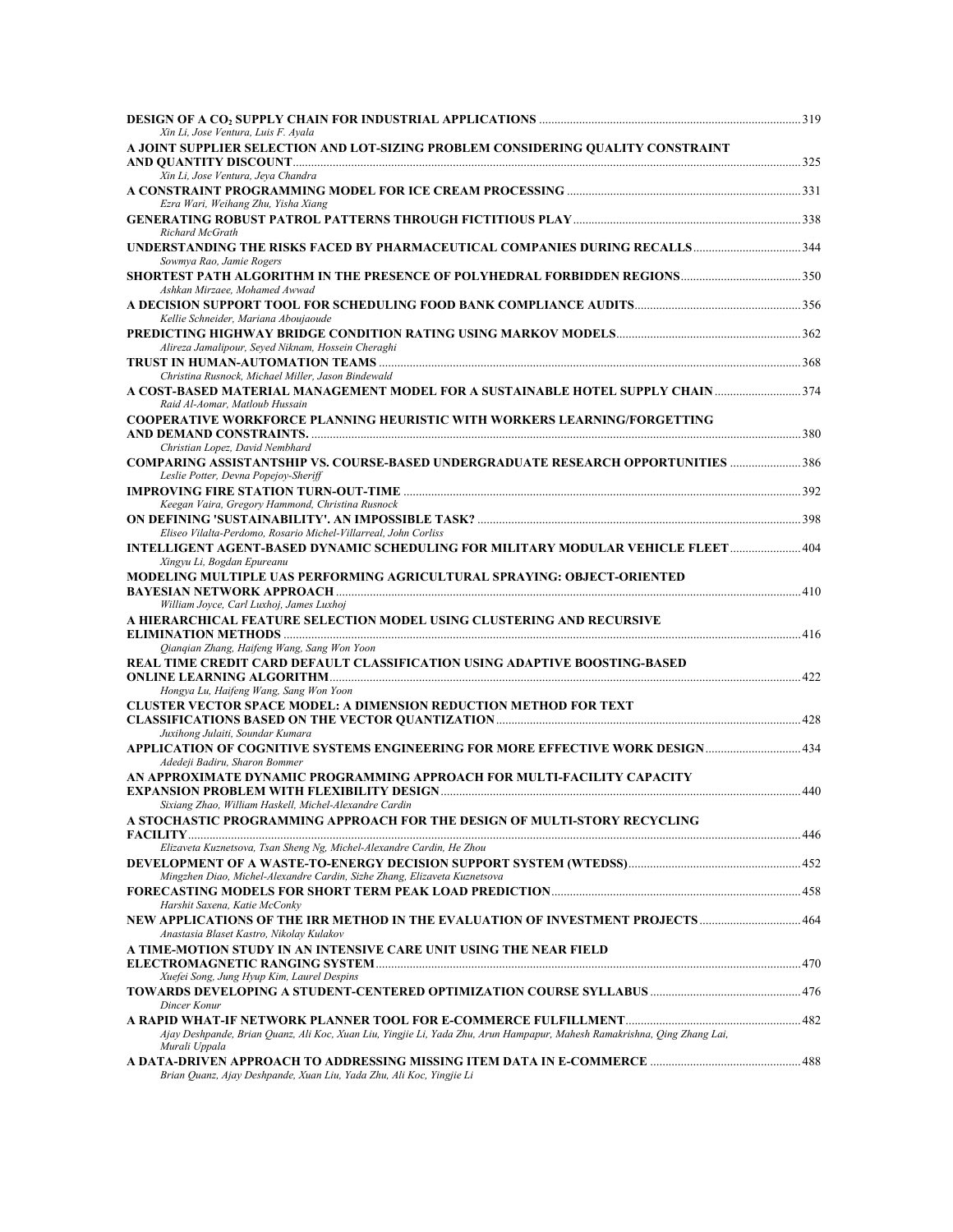**DESIGN OF A $CO_2$ SUPPLY CHAIN FOR INDUSTRIAL APPLICATIONS** ..................... 319
*Xin Li, Jose Ventura, Luis F. Ayala*

**A JOINT SUPPLIER SELECTION AND LOT-SIZING PROBLEM CONSIDERING QUALITY CONSTRAINT AND QUANTITY DISCOUNT** ..................... 325
*Xin Li, Jose Ventura, Jeya Chandra*

**A CONSTRAINT PROGRAMMING MODEL FOR ICE CREAM PROCESSING** ..................... 331
*Ezra Wari, Weihang Zhu, Yisha Xiang*

**GENERATING ROBUST PATROL PATTERNS THROUGH FICTITIOUS PLAY** ..................... 338
*Richard McGrath*

**UNDERSTANDING THE RISKS FACED BY PHARMACEUTICAL COMPANIES DURING RECALLS** ..................... 344
*Sowmya Rao, Jamie Rogers*

**SHORTEST PATH ALGORITHM IN THE PRESENCE OF POLYHEDRAL FORBIDDEN REGIONS** ..................... 350
*Ashkan Mirzaee, Mohamed Awwad*

**A DECISION SUPPORT TOOL FOR SCHEDULING FOOD BANK COMPLIANCE AUDITS** ..................... 356
*Kellie Schneider, Mariana Aboujaoude*

**PREDICTING HIGHWAY BRIDGE CONDITION RATING USING MARKOV MODELS** ..................... 362
*Alireza Jamalipour, Seyed Niknam, Hossein Cheraghi*

**TRUST IN HUMAN-AUTOMATION TEAMS** ..................... 368
*Christina Rusnock, Michael Miller, Jason Bindewald*

**A COST-BASED MATERIAL MANAGEMENT MODEL FOR A SUSTAINABLE HOTEL SUPPLY CHAIN** ..................... 374
*Raid Al-Aomar, Matloub Hussain*

**COOPERATIVE WORKFORCE PLANNING HEURISTIC WITH WORKERS LEARNING/FORGETTING AND DEMAND CONSTRAINTS.** ..................... 380
*Christian Lopez, David Nembhard*

**COMPARING ASSISTANTSHIP VS. COURSE-BASED UNDERGRADUATE RESEARCH OPPORTUNITIES** ..................... 386
*Leslie Potter, Devna Popejoy-Sheriff*

**IMPROVING FIRE STATION TURN-OUT-TIME** ..................... 392
*Keegan Vaira, Gregory Hammond, Christina Rusnock*

**ON DEFINING 'SUSTAINABILITY'. AN IMPOSSIBLE TASK?** ..................... 398
*Eliseo Vilalta-Perdomo, Rosario Michel-Villarreal, John Corliss*

**INTELLIGENT AGENT-BASED DYNAMIC SCHEDULING FOR MILITARY MODULAR VEHICLE FLEET** ..................... 404
*Xingyu Li, Bogdan Epureanu*

**MODELING MULTIPLE UAS PERFORMING AGRICULTURAL SPRAYING: OBJECT-ORIENTED BAYESIAN NETWORK APPROACH** ..................... 410
*William Joyce, Carl Luxhoj, James Luxhoj*

**A HIERARCHICAL FEATURE SELECTION MODEL USING CLUSTERING AND RECURSIVE ELIMINATION METHODS** ..................... 416
*Qianqian Zhang, Haifeng Wang, Sang Won Yoon*

**REAL TIME CREDIT CARD DEFAULT CLASSIFICATION USING ADAPTIVE BOOSTING-BASED ONLINE LEARNING ALGORITHM** ..................... 422
*Hongya Lu, Haifeng Wang, Sang Won Yoon*

**CLUSTER VECTOR SPACE MODEL: A DIMENSION REDUCTION METHOD FOR TEXT CLASSIFICATIONS BASED ON THE VECTOR QUANTIZATION** ..................... 428
*Juxihong Julaiti, Soundar Kumara*

**APPLICATION OF COGNITIVE SYSTEMS ENGINEERING FOR MORE EFFECTIVE WORK DESIGN** ..................... 434
*Adedeji Badiru, Sharon Bommer*

**AN APPROXIMATE DYNAMIC PROGRAMMING APPROACH FOR MULTI-FACILITY CAPACITY EXPANSION PROBLEM WITH FLEXIBILITY DESIGN** ..................... 440
*Sixiang Zhao, William Haskell, Michel-Alexandre Cardin*

**A STOCHASTIC PROGRAMMING APPROACH FOR THE DESIGN OF MULTI-STORY RECYCLING FACILITY** ..................... 446
*Elizaveta Kuznetsova, Tsan Sheng Ng, Michel-Alexandre Cardin, He Zhou*

**DEVELOPMENT OF A WASTE-TO-ENERGY DECISION SUPPORT SYSTEM (WTEDSS)** ..................... 452
*Mingzhen Diao, Michel-Alexandre Cardin, Sizhe Zhang, Elizaveta Kuznetsova*

**FORECASTING MODELS FOR SHORT TERM PEAK LOAD PREDICTION** ..................... 458
*Harshit Saxena, Katie McConky*

**NEW APPLICATIONS OF THE IRR METHOD IN THE EVALUATION OF INVESTMENT PROJECTS** ..................... 464
*Anastasia Blaset Kastro, Nikolay Kulakov*

**A TIME-MOTION STUDY IN AN INTENSIVE CARE UNIT USING THE NEAR FIELD ELECTROMAGNETIC RANGING SYSTEM** ..................... 470
*Xuefei Song, Jung Hyup Kim, Laurel Despins*

**TOWARDS DEVELOPING A STUDENT-CENTERED OPTIMIZATION COURSE SYLLABUS** ..................... 476
*Dincer Konur*

**A RAPID WHAT-IF NETWORK PLANNER TOOL FOR E-COMMERCE FULFILLMENT** ..................... 482
*Ajay Deshpande, Brian Quanz, Ali Koc, Xuan Liu, Yingjie Li, Yada Zhu, Arun Hampapur, Mahesh Ramakrishna, Qing Zhang Lai, Murali Uppala*

**A DATA-DRIVEN APPROACH TO ADDRESSING MISSING ITEM DATA IN E-COMMERCE** ..................... 488
*Brian Quanz, Ajay Deshpande, Xuan Liu, Yada Zhu, Ali Koc, Yingjie Li*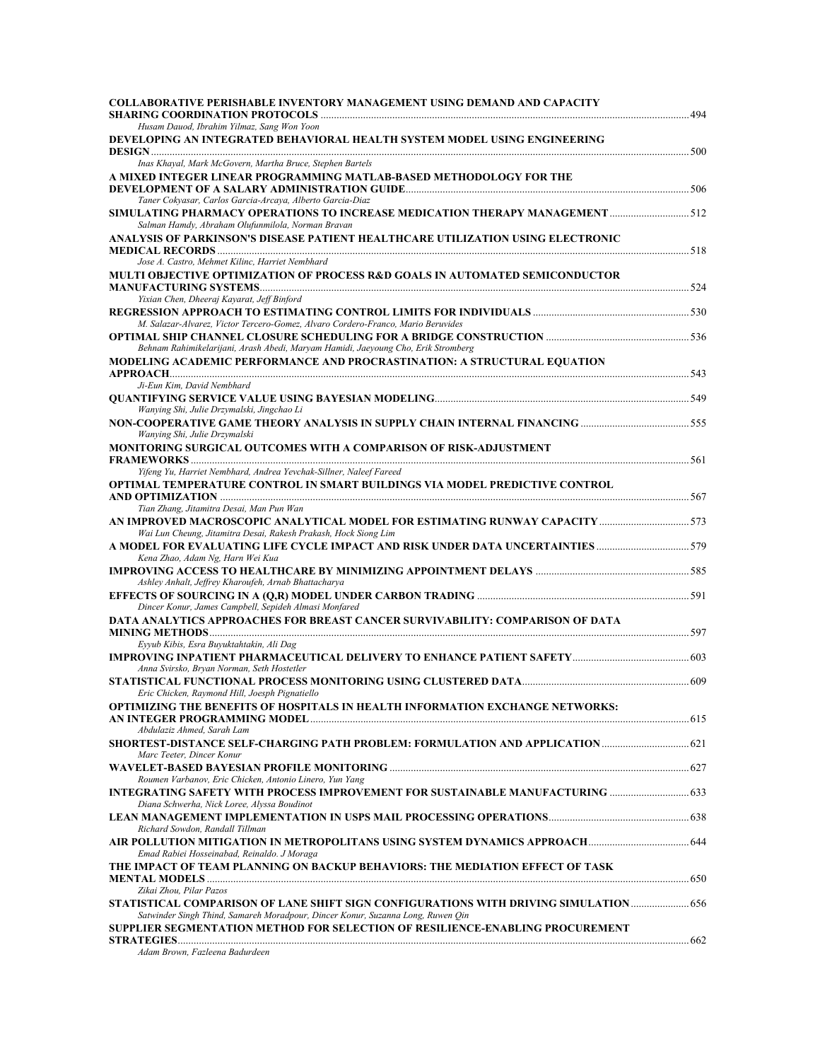**COLLABORATIVE PERISHABLE INVENTORY MANAGEMENT USING DEMAND AND CAPACITY SHARING COORDINATION PROTOCOLS** ........ 494
*Husam Dauod, Ibrahim Yilmaz, Sang Won Yoon*

**DEVELOPING AN INTEGRATED BEHAVIORAL HEALTH SYSTEM MODEL USING ENGINEERING DESIGN** ........ 500
*Inas Khayal, Mark McGovern, Martha Bruce, Stephen Bartels*

**A MIXED INTEGER LINEAR PROGRAMMING MATLAB-BASED METHODOLOGY FOR THE DEVELOPMENT OF A SALARY ADMINISTRATION GUIDE** ........ 506
*Taner Cokyasar, Carlos Garcia-Arcaya, Alberto Garcia-Diaz*

**SIMULATING PHARMACY OPERATIONS TO INCREASE MEDICATION THERAPY MANAGEMENT** ........ 512
*Salman Hamdy, Abraham Olufunmilola, Norman Bravan*

**ANALYSIS OF PARKINSON'S DISEASE PATIENT HEALTHCARE UTILIZATION USING ELECTRONIC MEDICAL RECORDS** ........ 518
*Jose A. Castro, Mehmet Kilinc, Harriet Nembhard*

**MULTI OBJECTIVE OPTIMIZATION OF PROCESS R&D GOALS IN AUTOMATED SEMICONDUCTOR MANUFACTURING SYSTEMS** ........ 524
*Yixian Chen, Dheeraj Kayarat, Jeff Binford*

**REGRESSION APPROACH TO ESTIMATING CONTROL LIMITS FOR INDIVIDUALS** ........ 530
*M. Salazar-Alvarez, Victor Tercero-Gomez, Alvaro Cordero-Franco, Mario Beruvides*

**OPTIMAL SHIP CHANNEL CLOSURE SCHEDULING FOR A BRIDGE CONSTRUCTION** ........ 536
*Behnam Rahimikelarijani, Arash Abedi, Maryam Hamidi, Jaeyoung Cho, Erik Stromberg*

**MODELING ACADEMIC PERFORMANCE AND PROCRASTINATION: A STRUCTURAL EQUATION APPROACH** ........ 543
*Ji-Eun Kim, David Nembhard*

**QUANTIFYING SERVICE VALUE USING BAYESIAN MODELING** ........ 549
*Wanying Shi, Julie Drzymalski, Jingchao Li*

**NON-COOPERATIVE GAME THEORY ANALYSIS IN SUPPLY CHAIN INTERNAL FINANCING** ........ 555
*Wanying Shi, Julie Drzymalski*

**MONITORING SURGICAL OUTCOMES WITH A COMPARISON OF RISK-ADJUSTMENT FRAMEWORKS** ........ 561
*Yifeng Yu, Harriet Nembhard, Andrea Yevchak-Sillner, Naleef Fareed*

**OPTIMAL TEMPERATURE CONTROL IN SMART BUILDINGS VIA MODEL PREDICTIVE CONTROL AND OPTIMIZATION** ........ 567
*Tian Zhang, Jitamitra Desai, Man Pun Wan*

**AN IMPROVED MACROSCOPIC ANALYTICAL MODEL FOR ESTIMATING RUNWAY CAPACITY** ........ 573
*Wai Lun Cheung, Jitamitra Desai, Rakesh Prakash, Hock Siong Lim*

**A MODEL FOR EVALUATING LIFE CYCLE IMPACT AND RISK UNDER DATA UNCERTAINTIES** ........ 579
*Kena Zhao, Adam Ng, Harn Wei Kua*

**IMPROVING ACCESS TO HEALTHCARE BY MINIMIZING APPOINTMENT DELAYS** ........ 585
*Ashley Anhalt, Jeffrey Kharoufeh, Arnab Bhattacharya*

**EFFECTS OF SOURCING IN A (Q,R) MODEL UNDER CARBON TRADING** ........ 591
*Dincer Konur, James Campbell, Sepideh Almasi Monfared*

**DATA ANALYTICS APPROACHES FOR BREAST CANCER SURVIVABILITY: COMPARISON OF DATA MINING METHODS** ........ 597
*Eyyub Kibis, Esra Buyuktahtakin, Ali Dag*

**IMPROVING INPATIENT PHARMACEUTICAL DELIVERY TO ENHANCE PATIENT SAFETY** ........ 603
*Anna Svirsko, Bryan Norman, Seth Hostetler*

**STATISTICAL FUNCTIONAL PROCESS MONITORING USING CLUSTERED DATA** ........ 609
*Eric Chicken, Raymond Hill, Joesph Pignatiello*

**OPTIMIZING THE BENEFITS OF HOSPITALS IN HEALTH INFORMATION EXCHANGE NETWORKS: AN INTEGER PROGRAMMING MODEL** ........ 615
*Abdulaziz Ahmed, Sarah Lam*

**SHORTEST-DISTANCE SELF-CHARGING PATH PROBLEM: FORMULATION AND APPLICATION** ........ 621
*Marc Teeter, Dincer Konur*

**WAVELET-BASED BAYESIAN PROFILE MONITORING** ........ 627
*Roumen Varbanov, Eric Chicken, Antonio Linero, Yun Yang*

**INTEGRATING SAFETY WITH PROCESS IMPROVEMENT FOR SUSTAINABLE MANUFACTURING** ........ 633
*Diana Schwerha, Nick Loree, Alyssa Boudinot*

**LEAN MANAGEMENT IMPLEMENTATION IN USPS MAIL PROCESSING OPERATIONS** ........ 638
*Richard Sowdon, Randall Tillman*

**AIR POLLUTION MITIGATION IN METROPOLITANS USING SYSTEM DYNAMICS APPROACH** ........ 644
*Emad Rabiei Hosseinabad, Reinaldo. J Moraga*

**THE IMPACT OF TEAM PLANNING ON BACKUP BEHAVIORS: THE MEDIATION EFFECT OF TASK MENTAL MODELS** ........ 650
*Zikai Zhou, Pilar Pazos*

**STATISTICAL COMPARISON OF LANE SHIFT SIGN CONFIGURATIONS WITH DRIVING SIMULATION** ........ 656
*Satwinder Singh Thind, Samareh Moradpour, Dincer Konur, Suzanna Long, Ruwen Qin*

**SUPPLIER SEGMENTATION METHOD FOR SELECTION OF RESILIENCE-ENABLING PROCUREMENT STRATEGIES** ........ 662
*Adam Brown, Fazleena Badurdeen*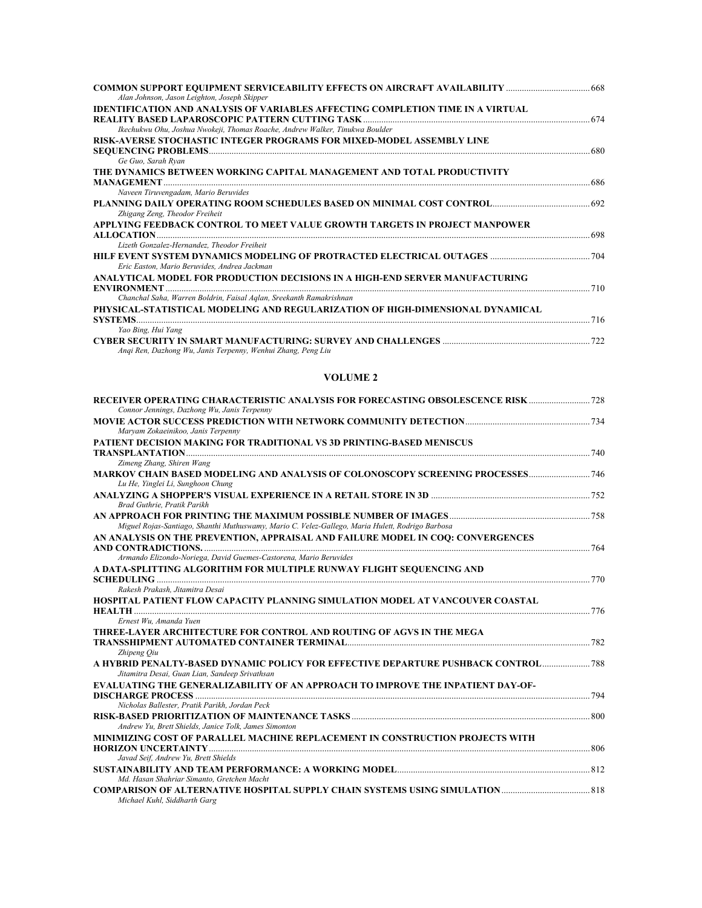**COMMON SUPPORT EQUIPMENT SERVICEABILITY EFFECTS ON AIRCRAFT AVAILABILITY** ....................................... 668
*Alan Johnson, Jason Leighton, Joseph Skipper*

**IDENTIFICATION AND ANALYSIS OF VARIABLES AFFECTING COMPLETION TIME IN A VIRTUAL REALITY BASED LAPAROSCOPIC PATTERN CUTTING TASK** ....................................... 674
*Ikechukwu Ohu, Joshua Nwokeji, Thomas Roache, Andrew Walker, Tinukwa Boulder*

**RISK-AVERSE STOCHASTIC INTEGER PROGRAMS FOR MIXED-MODEL ASSEMBLY LINE SEQUENCING PROBLEMS** ....................................... 680
*Ge Guo, Sarah Ryan*

**THE DYNAMICS BETWEEN WORKING CAPITAL MANAGEMENT AND TOTAL PRODUCTIVITY MANAGEMENT** ....................................... 686
*Naveen Tiruvengadam, Mario Beruvides*

**PLANNING DAILY OPERATING ROOM SCHEDULES BASED ON MINIMAL COST CONTROL** ....................................... 692
*Zhigang Zeng, Theodor Freiheit*

**APPLYING FEEDBACK CONTROL TO MEET VALUE GROWTH TARGETS IN PROJECT MANPOWER ALLOCATION** ....................................... 698
*Lizeth Gonzalez-Hernandez, Theodor Freiheit*

**HILF EVENT SYSTEM DYNAMICS MODELING OF PROTRACTED ELECTRICAL OUTAGES** ....................................... 704
*Eric Easton, Mario Beruvides, Andrea Jackman*

**ANALYTICAL MODEL FOR PRODUCTION DECISIONS IN A HIGH-END SERVER MANUFACTURING ENVIRONMENT** ....................................... 710
*Chanchal Saha, Warren Boldrin, Faisal Aqlan, Sreekanth Ramakrishnan*

**PHYSICAL-STATISTICAL MODELING AND REGULARIZATION OF HIGH-DIMENSIONAL DYNAMICAL SYSTEMS** ....................................... 716
*Yao Bing, Hui Yang*

**CYBER SECURITY IN SMART MANUFACTURING: SURVEY AND CHALLENGES** ....................................... 722
*Anqi Ren, Dazhong Wu, Janis Terpenny, Wenhui Zhang, Peng Liu*

## VOLUME 2

**RECEIVER OPERATING CHARACTERISTIC ANALYSIS FOR FORECASTING OBSOLESCENCE RISK** ....................................... 728
*Connor Jennings, Dazhong Wu, Janis Terpenny*

**MOVIE ACTOR SUCCESS PREDICTION WITH NETWORK COMMUNITY DETECTION** ....................................... 734
*Maryam Zokaeinikoo, Janis Terpenny*

**PATIENT DECISION MAKING FOR TRADITIONAL VS 3D PRINTING-BASED MENISCUS TRANSPLANTATION** ....................................... 740
*Zimeng Zhang, Shiren Wang*

**MARKOV CHAIN BASED MODELING AND ANALYSIS OF COLONOSCOPY SCREENING PROCESSES** ....................................... 746
*Lu He, Yinglei Li, Sunghoon Chung*

**ANALYZING A SHOPPER'S VISUAL EXPERIENCE IN A RETAIL STORE IN 3D** ....................................... 752
*Brad Guthrie, Pratik Parikh*

**AN APPROACH FOR PRINTING THE MAXIMUM POSSIBLE NUMBER OF IMAGES** ....................................... 758
*Miguel Rojas-Santiago, Shanthi Muthuswamy, Mario C. Velez-Gallego, Maria Hulett, Rodrigo Barbosa*

**AN ANALYSIS ON THE PREVENTION, APPRAISAL AND FAILURE MODEL IN COQ: CONVERGENCES AND CONTRADICTIONS.** ....................................... 764
*Armando Elizondo-Noriega, David Guemes-Castorena, Mario Beruvides*

**A DATA-SPLITTING ALGORITHM FOR MULTIPLE RUNWAY FLIGHT SEQUENCING AND SCHEDULING** ....................................... 770
*Rakesh Prakash, Jitamitra Desai*

**HOSPITAL PATIENT FLOW CAPACITY PLANNING SIMULATION MODEL AT VANCOUVER COASTAL HEALTH** ....................................... 776
*Ernest Wu, Amanda Yuen*

**THREE-LAYER ARCHITECTURE FOR CONTROL AND ROUTING OF AGVS IN THE MEGA TRANSSHIPMENT AUTOMATED CONTAINER TERMINAL** ....................................... 782
*Zhipeng Qiu*

**A HYBRID PENALTY-BASED DYNAMIC POLICY FOR EFFECTIVE DEPARTURE PUSHBACK CONTROL** ....................................... 788
*Jitamitra Desai, Guan Lian, Sandeep Srivathsan*

**EVALUATING THE GENERALIZABILITY OF AN APPROACH TO IMPROVE THE INPATIENT DAY-OF-DISCHARGE PROCESS** ....................................... 794
*Nicholas Ballester, Pratik Parikh, Jordan Peck*

**RISK-BASED PRIORITIZATION OF MAINTENANCE TASKS** ....................................... 800
*Andrew Yu, Brett Shields, Janice Tolk, James Simonton*

**MINIMIZING COST OF PARALLEL MACHINE REPLACEMENT IN CONSTRUCTION PROJECTS WITH HORIZON UNCERTAINTY** ....................................... 806
*Javad Seif, Andrew Yu, Brett Shields*

**SUSTAINABILITY AND TEAM PERFORMANCE: A WORKING MODEL** ....................................... 812
*Md. Hasan Shahriar Simanto, Gretchen Macht*

**COMPARISON OF ALTERNATIVE HOSPITAL SUPPLY CHAIN SYSTEMS USING SIMULATION** ....................................... 818
*Michael Kuhl, Siddharth Garg*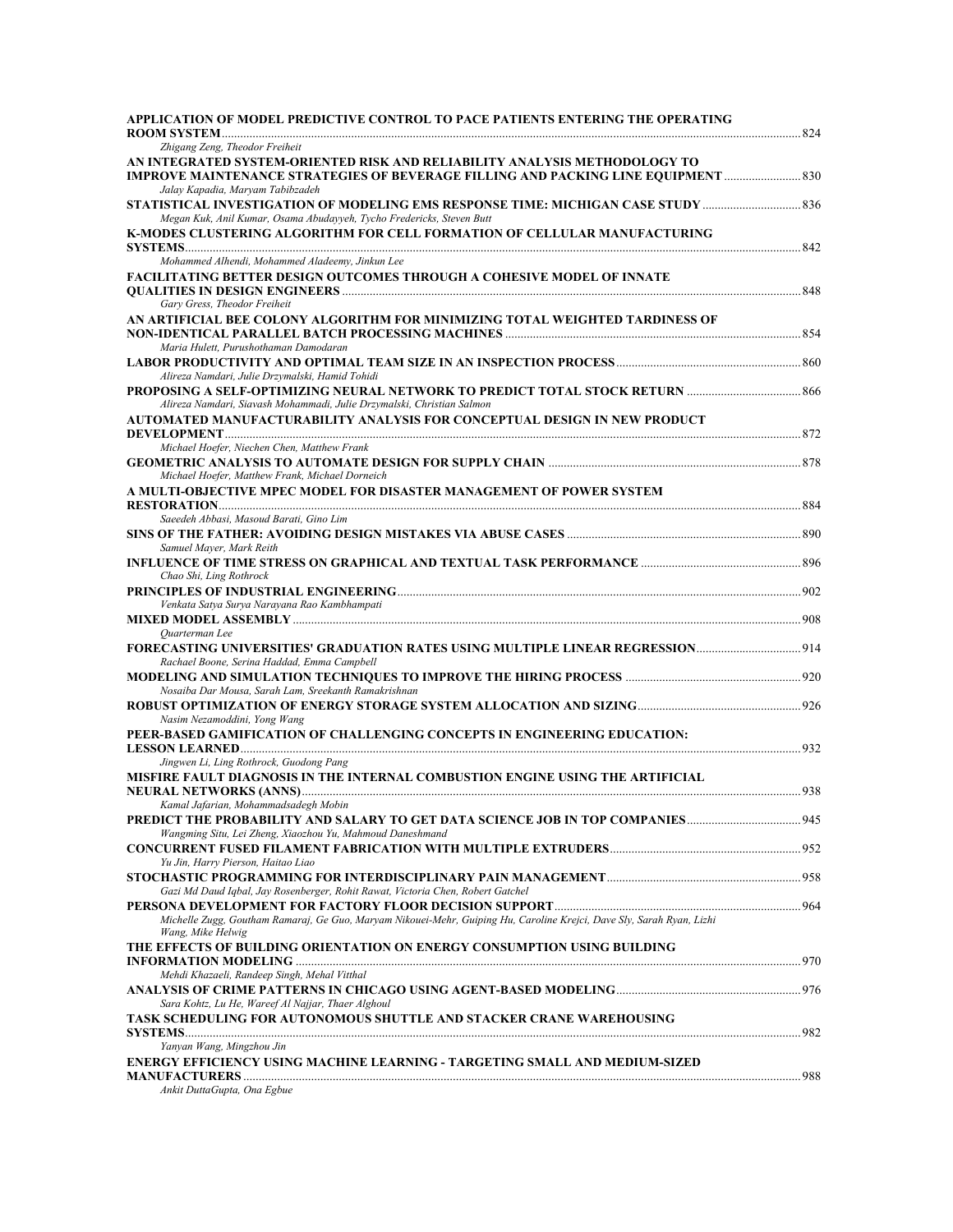**APPLICATION OF MODEL PREDICTIVE CONTROL TO PACE PATIENTS ENTERING THE OPERATING ROOM SYSTEM** ........ 824
*Zhigang Zeng, Theodor Freiheit*

**AN INTEGRATED SYSTEM-ORIENTED RISK AND RELIABILITY ANALYSIS METHODOLOGY TO IMPROVE MAINTENANCE STRATEGIES OF BEVERAGE FILLING AND PACKING LINE EQUIPMENT** ........ 830
*Jalay Kapadia, Maryam Tabibzadeh*

**STATISTICAL INVESTIGATION OF MODELING EMS RESPONSE TIME: MICHIGAN CASE STUDY** ........ 836
*Megan Kuk, Anil Kumar, Osama Abudayyeh, Tycho Fredericks, Steven Butt*

**K-MODES CLUSTERING ALGORITHM FOR CELL FORMATION OF CELLULAR MANUFACTURING SYSTEMS** ........ 842
*Mohammed Alhendi, Mohammed Aladeemy, Jinkun Lee*

**FACILITATING BETTER DESIGN OUTCOMES THROUGH A COHESIVE MODEL OF INNATE QUALITIES IN DESIGN ENGINEERS** ........ 848
*Gary Gress, Theodor Freiheit*

**AN ARTIFICIAL BEE COLONY ALGORITHM FOR MINIMIZING TOTAL WEIGHTED TARDINESS OF NON-IDENTICAL PARALLEL BATCH PROCESSING MACHINES** ........ 854
*Maria Hulett, Purushothaman Damodaran*

**LABOR PRODUCTIVITY AND OPTIMAL TEAM SIZE IN AN INSPECTION PROCESS** ........ 860
*Alireza Namdari, Julie Drzymalski, Hamid Tohidi*

**PROPOSING A SELF-OPTIMIZING NEURAL NETWORK TO PREDICT TOTAL STOCK RETURN** ........ 866
*Alireza Namdari, Siavash Mohammadi, Julie Drzymalski, Christian Salmon*

**AUTOMATED MANUFACTURABILITY ANALYSIS FOR CONCEPTUAL DESIGN IN NEW PRODUCT DEVELOPMENT** ........ 872
*Michael Hoefer, Niechen Chen, Matthew Frank*

**GEOMETRIC ANALYSIS TO AUTOMATE DESIGN FOR SUPPLY CHAIN** ........ 878
*Michael Hoefer, Matthew Frank, Michael Dorneich*

**A MULTI-OBJECTIVE MPEC MODEL FOR DISASTER MANAGEMENT OF POWER SYSTEM RESTORATION** ........ 884
*Saeedeh Abbasi, Masoud Barati, Gino Lim*

**SINS OF THE FATHER: AVOIDING DESIGN MISTAKES VIA ABUSE CASES** ........ 890
*Samuel Mayer, Mark Reith*

**INFLUENCE OF TIME STRESS ON GRAPHICAL AND TEXTUAL TASK PERFORMANCE** ........ 896
*Chao Shi, Ling Rothrock*

**PRINCIPLES OF INDUSTRIAL ENGINEERING** ........ 902
*Venkata Satya Surya Narayana Rao Kambhampati*

**MIXED MODEL ASSEMBLY** ........ 908
*Quarterman Lee*

**FORECASTING UNIVERSITIES' GRADUATION RATES USING MULTIPLE LINEAR REGRESSION** ........ 914
*Rachael Boone, Serina Haddad, Emma Campbell*

**MODELING AND SIMULATION TECHNIQUES TO IMPROVE THE HIRING PROCESS** ........ 920
*Nosaiba Dar Mousa, Sarah Lam, Sreekanth Ramakrishnan*

**ROBUST OPTIMIZATION OF ENERGY STORAGE SYSTEM ALLOCATION AND SIZING** ........ 926
*Nasim Nezamoddini, Yong Wang*

**PEER-BASED GAMIFICATION OF CHALLENGING CONCEPTS IN ENGINEERING EDUCATION: LESSON LEARNED** ........ 932
*Jingwen Li, Ling Rothrock, Guodong Pang*

**MISFIRE FAULT DIAGNOSIS IN THE INTERNAL COMBUSTION ENGINE USING THE ARTIFICIAL NEURAL NETWORKS (ANNS)** ........ 938
*Kamal Jafarian, Mohammadsadegh Mobin*

**PREDICT THE PROBABILITY AND SALARY TO GET DATA SCIENCE JOB IN TOP COMPANIES** ........ 945
*Wangming Situ, Lei Zheng, Xiaozhou Yu, Mahmoud Daneshmand*

**CONCURRENT FUSED FILAMENT FABRICATION WITH MULTIPLE EXTRUDERS** ........ 952
*Yu Jin, Harry Pierson, Haitao Liao*

**STOCHASTIC PROGRAMMING FOR INTERDISCIPLINARY PAIN MANAGEMENT** ........ 958
*Gazi Md Daud Iqbal, Jay Rosenberger, Rohit Rawat, Victoria Chen, Robert Gatchel*

**PERSONA DEVELOPMENT FOR FACTORY FLOOR DECISION SUPPORT** ........ 964
*Michelle Zugg, Goutham Ramaraj, Ge Guo, Maryam Nikouei-Mehr, Guiping Hu, Caroline Krejci, Dave Sly, Sarah Ryan, Lizhi Wang, Mike Helwig*

**THE EFFECTS OF BUILDING ORIENTATION ON ENERGY CONSUMPTION USING BUILDING INFORMATION MODELING** ........ 970
*Mehdi Khazaeli, Randeep Singh, Mehal Vitthal*

**ANALYSIS OF CRIME PATTERNS IN CHICAGO USING AGENT-BASED MODELING** ........ 976
*Sara Kohtz, Lu He, Wareef Al Najjar, Thaer Alghoul*

**TASK SCHEDULING FOR AUTONOMOUS SHUTTLE AND STACKER CRANE WAREHOUSING SYSTEMS** ........ 982
*Yanyan Wang, Mingzhou Jin*

**ENERGY EFFICIENCY USING MACHINE LEARNING - TARGETING SMALL AND MEDIUM-SIZED MANUFACTURERS** ........ 988
*Ankit DuttaGupta, Ona Egbue*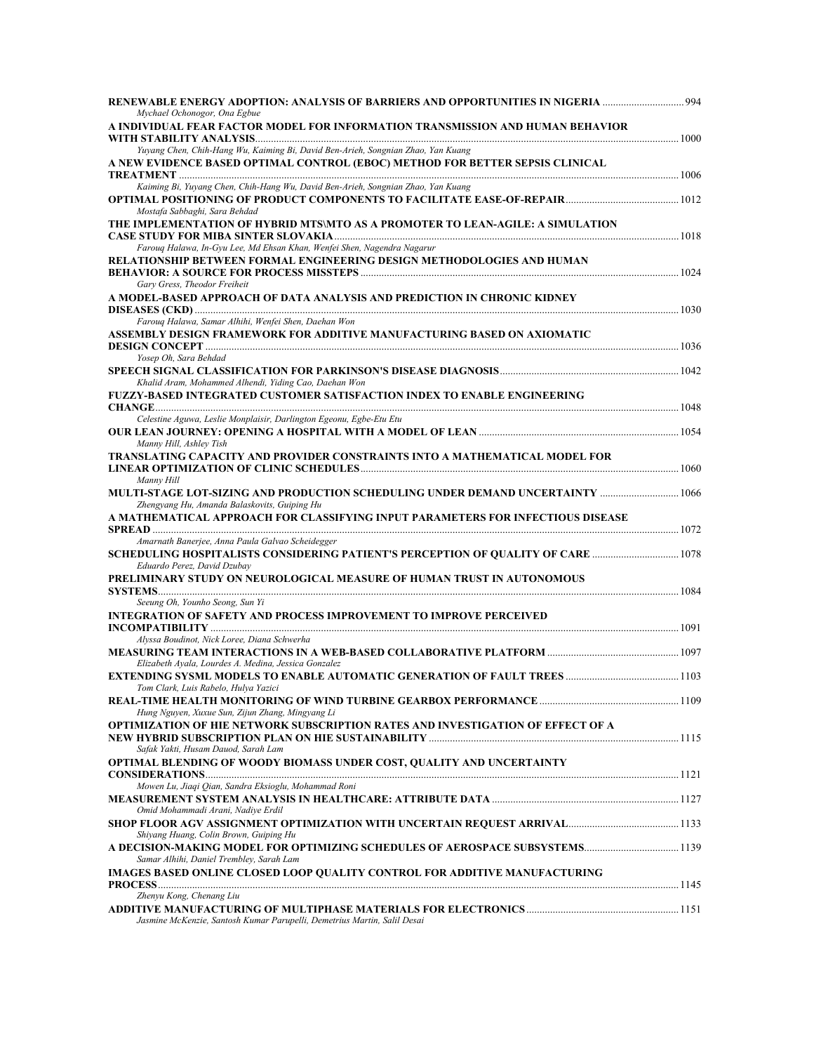**RENEWABLE ENERGY ADOPTION: ANALYSIS OF BARRIERS AND OPPORTUNITIES IN NIGERIA** ............................... 994
*Mychael Ochonogor, Ona Egbue*

**A INDIVIDUAL FEAR FACTOR MODEL FOR INFORMATION TRANSMISSION AND HUMAN BEHAVIOR WITH STABILITY ANALYSIS** ............................... 1000
*Yuyang Chen, Chih-Hang Wu, Kaiming Bi, David Ben-Arieh, Songnian Zhao, Yan Kuang*

**A NEW EVIDENCE BASED OPTIMAL CONTROL (EBOC) METHOD FOR BETTER SEPSIS CLINICAL TREATMENT** ............................... 1006
*Kaiming Bi, Yuyang Chen, Chih-Hang Wu, David Ben-Arieh, Songnian Zhao, Yan Kuang*

**OPTIMAL POSITIONING OF PRODUCT COMPONENTS TO FACILITATE EASE-OF-REPAIR** ............................... 1012
*Mostafa Sabbaghi, Sara Behdad*

**THE IMPLEMENTATION OF HYBRID MTS\MTO AS A PROMOTER TO LEAN-AGILE: A SIMULATION CASE STUDY FOR MIBA SINTER SLOVAKIA** ............................... 1018
*Farouq Halawa, In-Gyu Lee, Md Ehsan Khan, Wenfei Shen, Nagendra Nagarur*

**RELATIONSHIP BETWEEN FORMAL ENGINEERING DESIGN METHODOLOGIES AND HUMAN BEHAVIOR: A SOURCE FOR PROCESS MISSTEPS** ............................... 1024
*Gary Gress, Theodor Freiheit*

**A MODEL-BASED APPROACH OF DATA ANALYSIS AND PREDICTION IN CHRONIC KIDNEY DISEASES (CKD)** ............................... 1030
*Farouq Halawa, Samar Alhihi, Wenfei Shen, Daehan Won*

**ASSEMBLY DESIGN FRAMEWORK FOR ADDITIVE MANUFACTURING BASED ON AXIOMATIC DESIGN CONCEPT** ............................... 1036
*Yosep Oh, Sara Behdad*

**SPEECH SIGNAL CLASSIFICATION FOR PARKINSON'S DISEASE DIAGNOSIS** ............................... 1042
*Khalid Aram, Mohammed Alhendi, Yiding Cao, Daehan Won*

**FUZZY-BASED INTEGRATED CUSTOMER SATISFACTION INDEX TO ENABLE ENGINEERING CHANGE** ............................... 1048
*Celestine Aguwa, Leslie Monplaisir, Darlington Egeonu, Egbe-Etu Etu*

**OUR LEAN JOURNEY: OPENING A HOSPITAL WITH A MODEL OF LEAN** ............................... 1054
*Manny Hill, Ashley Tish*

**TRANSLATING CAPACITY AND PROVIDER CONSTRAINTS INTO A MATHEMATICAL MODEL FOR LINEAR OPTIMIZATION OF CLINIC SCHEDULES** ............................... 1060
*Manny Hill*

**MULTI-STAGE LOT-SIZING AND PRODUCTION SCHEDULING UNDER DEMAND UNCERTAINTY** ............................... 1066
*Zhengyang Hu, Amanda Balaskovits, Guiping Hu*

**A MATHEMATICAL APPROACH FOR CLASSIFYING INPUT PARAMETERS FOR INFECTIOUS DISEASE SPREAD** ............................... 1072
*Amarnath Banerjee, Anna Paula Galvao Scheidegger*

**SCHEDULING HOSPITALISTS CONSIDERING PATIENT'S PERCEPTION OF QUALITY OF CARE** ............................... 1078
*Eduardo Perez, David Dzubay*

**PRELIMINARY STUDY ON NEUROLOGICAL MEASURE OF HUMAN TRUST IN AUTONOMOUS SYSTEMS** ............................... 1084
*Seeung Oh, Younho Seong, Sun Yi*

**INTEGRATION OF SAFETY AND PROCESS IMPROVEMENT TO IMPROVE PERCEIVED INCOMPATIBILITY** ............................... 1091
*Alyssa Boudinot, Nick Loree, Diana Schwerha*

**MEASURING TEAM INTERACTIONS IN A WEB-BASED COLLABORATIVE PLATFORM** ............................... 1097
*Elizabeth Ayala, Lourdes A. Medina, Jessica Gonzalez*

**EXTENDING SYSML MODELS TO ENABLE AUTOMATIC GENERATION OF FAULT TREES** ............................... 1103
*Tom Clark, Luis Rabelo, Hulya Yazici*

**REAL-TIME HEALTH MONITORING OF WIND TURBINE GEARBOX PERFORMANCE** ............................... 1109
*Hung Nguyen, Xuxue Sun, Zijun Zhang, Mingyang Li*

**OPTIMIZATION OF HIE NETWORK SUBSCRIPTION RATES AND INVESTIGATION OF EFFECT OF A NEW HYBRID SUBSCRIPTION PLAN ON HIE SUSTAINABILITY** ............................... 1115
*Safak Yakti, Husam Dauod, Sarah Lam*

**OPTIMAL BLENDING OF WOODY BIOMASS UNDER COST, QUALITY AND UNCERTAINTY CONSIDERATIONS** ............................... 1121
*Mowen Lu, Jiaqi Qian, Sandra Eksioglu, Mohammad Roni*

**MEASUREMENT SYSTEM ANALYSIS IN HEALTHCARE: ATTRIBUTE DATA** ............................... 1127
*Omid Mohammadi Arani, Nadiye Erdil*

**SHOP FLOOR AGV ASSIGNMENT OPTIMIZATION WITH UNCERTAIN REQUEST ARRIVAL** ............................... 1133
*Shiyang Huang, Colin Brown, Guiping Hu*

**A DECISION-MAKING MODEL FOR OPTIMIZING SCHEDULES OF AEROSPACE SUBSYSTEMS** ............................... 1139
*Samar Alhihi, Daniel Trembley, Sarah Lam*

**IMAGES BASED ONLINE CLOSED LOOP QUALITY CONTROL FOR ADDITIVE MANUFACTURING PROCESS** ............................... 1145
*Zhenyu Kong, Chenang Liu*

**ADDITIVE MANUFACTURING OF MULTIPHASE MATERIALS FOR ELECTRONICS** ............................... 1151
*Jasmine McKenzie, Santosh Kumar Parupelli, Demetrius Martin, Salil Desai*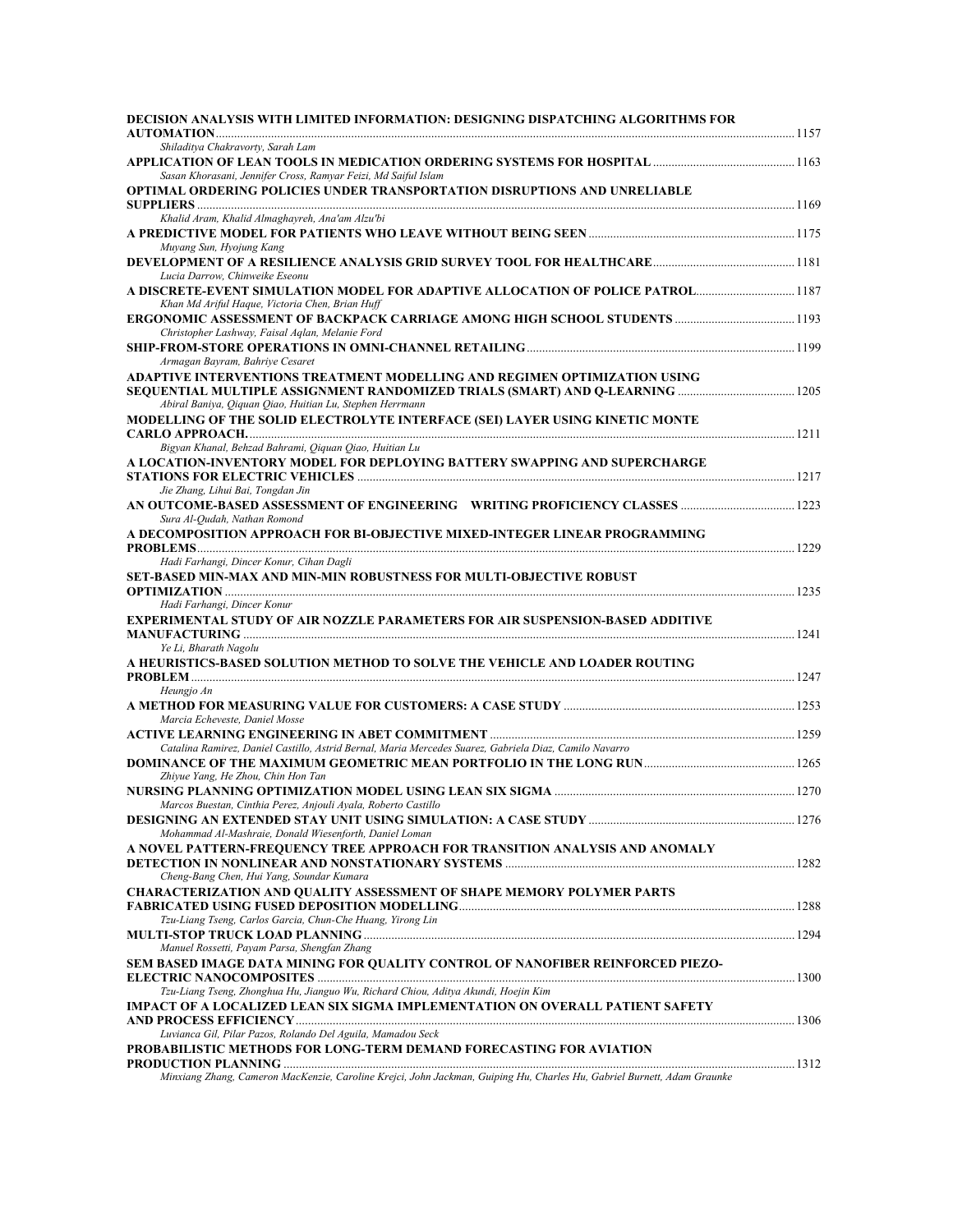**DECISION ANALYSIS WITH LIMITED INFORMATION: DESIGNING DISPATCHING ALGORITHMS FOR AUTOMATION** ........ 1157
*Shiladitya Chakravorty, Sarah Lam*

**APPLICATION OF LEAN TOOLS IN MEDICATION ORDERING SYSTEMS FOR HOSPITAL** ........ 1163
*Sasan Khorasani, Jennifer Cross, Ramyar Feizi, Md Saiful Islam*

**OPTIMAL ORDERING POLICIES UNDER TRANSPORTATION DISRUPTIONS AND UNRELIABLE SUPPLIERS** ........ 1169
*Khalid Aram, Khalid Almaghayreh, Ana'am Alzu'bi*

**A PREDICTIVE MODEL FOR PATIENTS WHO LEAVE WITHOUT BEING SEEN** ........ 1175
*Muyang Sun, Hyojung Kang*

**DEVELOPMENT OF A RESILIENCE ANALYSIS GRID SURVEY TOOL FOR HEALTHCARE** ........ 1181
*Lucia Darrow, Chinweike Eseonu*

**A DISCRETE-EVENT SIMULATION MODEL FOR ADAPTIVE ALLOCATION OF POLICE PATROL** ........ 1187
*Khan Md Ariful Haque, Victoria Chen, Brian Huff*

**ERGONOMIC ASSESSMENT OF BACKPACK CARRIAGE AMONG HIGH SCHOOL STUDENTS** ........ 1193
*Christopher Lashway, Faisal Aqlan, Melanie Ford*

**SHIP-FROM-STORE OPERATIONS IN OMNI-CHANNEL RETAILING** ........ 1199
*Armagan Bayram, Bahriye Cesaret*

**ADAPTIVE INTERVENTIONS TREATMENT MODELLING AND REGIMEN OPTIMIZATION USING SEQUENTIAL MULTIPLE ASSIGNMENT RANDOMIZED TRIALS (SMART) AND Q-LEARNING** ........ 1205
*Abiral Baniya, Qiquan Qiao, Huitian Lu, Stephen Herrmann*

**MODELLING OF THE SOLID ELECTROLYTE INTERFACE (SEI) LAYER USING KINETIC MONTE CARLO APPROACH.** ........ 1211
*Bigyan Khanal, Behzad Bahrami, Qiquan Qiao, Huitian Lu*

**A LOCATION-INVENTORY MODEL FOR DEPLOYING BATTERY SWAPPING AND SUPERCHARGE STATIONS FOR ELECTRIC VEHICLES** ........ 1217
*Jie Zhang, Lihui Bai, Tongdan Jin*

**AN OUTCOME-BASED ASSESSMENT OF ENGINEERING WRITING PROFICIENCY CLASSES** ........ 1223
*Sura Al-Qudah, Nathan Romond*

**A DECOMPOSITION APPROACH FOR BI-OBJECTIVE MIXED-INTEGER LINEAR PROGRAMMING PROBLEMS** ........ 1229
*Hadi Farhangi, Dincer Konur, Cihan Dagli*

**SET-BASED MIN-MAX AND MIN-MIN ROBUSTNESS FOR MULTI-OBJECTIVE ROBUST OPTIMIZATION** ........ 1235
*Hadi Farhangi, Dincer Konur*

**EXPERIMENTAL STUDY OF AIR NOZZLE PARAMETERS FOR AIR SUSPENSION-BASED ADDITIVE MANUFACTURING** ........ 1241
*Ye Li, Bharath Nagolu*

**A HEURISTICS-BASED SOLUTION METHOD TO SOLVE THE VEHICLE AND LOADER ROUTING PROBLEM** ........ 1247
*Heungjo An*

**A METHOD FOR MEASURING VALUE FOR CUSTOMERS: A CASE STUDY** ........ 1253
*Marcia Echeveste, Daniel Mosse*

**ACTIVE LEARNING ENGINEERING IN ABET COMMITMENT** ........ 1259
*Catalina Ramirez, Daniel Castillo, Astrid Bernal, Maria Mercedes Suarez, Gabriela Diaz, Camilo Navarro*

**DOMINANCE OF THE MAXIMUM GEOMETRIC MEAN PORTFOLIO IN THE LONG RUN** ........ 1265
*Zhiyue Yang, He Zhou, Chin Hon Tan*

**NURSING PLANNING OPTIMIZATION MODEL USING LEAN SIX SIGMA** ........ 1270
*Marcos Buestan, Cinthia Perez, Anjouli Ayala, Roberto Castillo*

**DESIGNING AN EXTENDED STAY UNIT USING SIMULATION: A CASE STUDY** ........ 1276
*Mohammad Al-Mashraie, Donald Wiesenforth, Daniel Loman*

**A NOVEL PATTERN-FREQUENCY TREE APPROACH FOR TRANSITION ANALYSIS AND ANOMALY DETECTION IN NONLINEAR AND NONSTATIONARY SYSTEMS** ........ 1282
*Cheng-Bang Chen, Hui Yang, Soundar Kumara*

**CHARACTERIZATION AND QUALITY ASSESSMENT OF SHAPE MEMORY POLYMER PARTS FABRICATED USING FUSED DEPOSITION MODELLING** ........ 1288
*Tzu-Liang Tseng, Carlos Garcia, Chun-Che Huang, Yirong Lin*

**MULTI-STOP TRUCK LOAD PLANNING** ........ 1294
*Manuel Rossetti, Payam Parsa, Shengfan Zhang*

**SEM BASED IMAGE DATA MINING FOR QUALITY CONTROL OF NANOFIBER REINFORCED PIEZO-ELECTRIC NANOCOMPOSITES** ........ 1300
*Tzu-Liang Tseng, Zhonghua Hu, Jianguo Wu, Richard Chiou, Aditya Akundi, Hoejin Kim*

**IMPACT OF A LOCALIZED LEAN SIX SIGMA IMPLEMENTATION ON OVERALL PATIENT SAFETY AND PROCESS EFFICIENCY** ........ 1306
*Luvianca Gil, Pilar Pazos, Rolando Del Aguila, Mamadou Seck*

**PROBABILISTIC METHODS FOR LONG-TERM DEMAND FORECASTING FOR AVIATION PRODUCTION PLANNING** ........ 1312
*Minxiang Zhang, Cameron MacKenzie, Caroline Krejci, John Jackman, Guiping Hu, Charles Hu, Gabriel Burnett, Adam Graunke*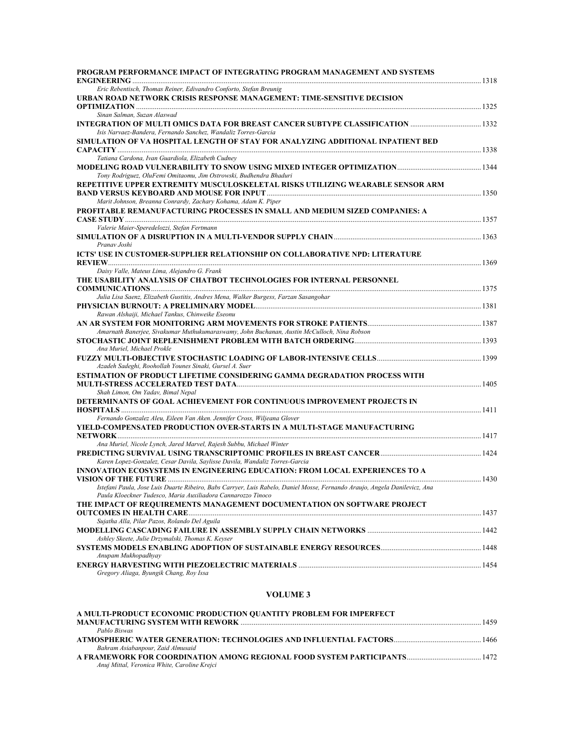**PROGRAM PERFORMANCE IMPACT OF INTEGRATING PROGRAM MANAGEMENT AND SYSTEMS ENGINEERING** ............ 1318
*Eric Rebentisch, Thomas Reiner, Edivandro Conforto, Stefan Breunig*

**URBAN ROAD NETWORK CRISIS RESPONSE MANAGEMENT: TIME-SENSITIVE DECISION OPTIMIZATION** ............ 1325
*Sinan Salman, Suzan Alaswad*

**INTEGRATION OF MULTI OMICS DATA FOR BREAST CANCER SUBTYPE CLASSIFICATION** ............ 1332
*Isis Narvaez-Bandera, Fernando Sanchez, Wandaliz Torres-Garcia*

**SIMULATION OF VA HOSPITAL LENGTH OF STAY FOR ANALYZING ADDITIONAL INPATIENT BED CAPACITY** ............ 1338
*Tatiana Cardona, Ivan Guardiola, Elizabeth Cudney*

**MODELING ROAD VULNERABILITY TO SNOW USING MIXED INTEGER OPTIMIZATION** ............ 1344
*Tony Rodriguez, OluFemi Omitaomu, Jim Ostrowski, Budhendra Bhaduri*

**REPETITIVE UPPER EXTREMITY MUSCULOSKELETAL RISKS UTILIZING WEARABLE SENSOR ARM BAND VERSUS KEYBOARD AND MOUSE FOR INPUT** ............ 1350
*Marit Johnson, Breanna Conrardy, Zachary Kohama, Adam K. Piper*

**PROFITABLE REMANUFACTURING PROCESSES IN SMALL AND MEDIUM SIZED COMPANIES: A CASE STUDY** ............ 1357
*Valerie Maier-Speredelozzi, Stefan Fertmann*

**SIMULATION OF A DISRUPTION IN A MULTI-VENDOR SUPPLY CHAIN** ............ 1363
*Pranav Joshi*

**ICTS' USE IN CUSTOMER-SUPPLIER RELATIONSHIP ON COLLABORATIVE NPD: LITERATURE REVIEW** ............ 1369
*Daisy Valle, Mateus Lima, Alejandro G. Frank*

**THE USABILITY ANALYSIS OF CHATBOT TECHNOLOGIES FOR INTERNAL PERSONNEL COMMUNICATIONS** ............ 1375
*Julia Lisa Saenz, Elizabeth Gustitis, Andres Mena, Walker Burgess, Farzan Sasangohar*

**PHYSICIAN BURNOUT: A PRELIMINARY MODEL** ............ 1381
*Rawan Alshaiji, Michael Tankus, Chinweike Eseonu*

**AN AR SYSTEM FOR MONITORING ARM MOVEMENTS FOR STROKE PATIENTS** ............ 1387
*Amarnath Banerjee, Sivakumar Muthukumaraswamy, John Buchanan, Austin McCulloch, Nina Robson*

**STOCHASTIC JOINT REPLENISHMENT PROBLEM WITH BATCH ORDERING** ............ 1393
*Ana Muriel, Michael Prokle*

**FUZZY MULTI-OBJECTIVE STOCHASTIC LOADING OF LABOR-INTENSIVE CELLS** ............ 1399
*Azadeh Sadeghi, Roohollah Younes Sinaki, Gursel A. Suer*

**ESTIMATION OF PRODUCT LIFETIME CONSIDERING GAMMA DEGRADATION PROCESS WITH MULTI-STRESS ACCELERATED TEST DATA** ............ 1405
*Shah Limon, Om Yadav, Bimal Nepal*

**DETERMINANTS OF GOAL ACHIEVEMENT FOR CONTINUOUS IMPROVEMENT PROJECTS IN HOSPITALS** ............ 1411
*Fernando Gonzalez Aleu, Eileen Van Aken. Jennifer Cross, Wiljeana Glover*

**YIELD-COMPENSATED PRODUCTION OVER-STARTS IN A MULTI-STAGE MANUFACTURING NETWORK** ............ 1417
*Ana Muriel, Nicole Lynch, Jared Marvel, Rajesh Subbu, Michael Winter*

**PREDICTING SURVIVAL USING TRANSCRIPTOMIC PROFILES IN BREAST CANCER** ............ 1424
*Karen Lopez-Gonzalez, Cesar Davila, Saylisse Davila, Wandaliz Torres-Garcia*

**INNOVATION ECOSYSTEMS IN ENGINEERING EDUCATION: FROM LOCAL EXPERIENCES TO A VISION OF THE FUTURE** ............ 1430
*Istefani Paula, Jose Luis Duarte Ribeiro, Babs Carryer, Luis Rabelo, Daniel Mosse, Fernando Araujo, Angela Danilevicz, Ana Paula Kloeckner Tudesco, Maria Auxiliadora Cannarozzo Tinoco*

**THE IMPACT OF REQUIREMENTS MANAGEMENT DOCUMENTATION ON SOFTWARE PROJECT OUTCOMES IN HEALTH CARE** ............ 1437
*Sujatha Alla, Pilar Pazos, Rolando Del Aguila*

**MODELLING CASCADING FAILURE IN ASSEMBLY SUPPLY CHAIN NETWORKS** ............ 1442
*Ashley Skeete, Julie Drzymalski, Thomas K. Keyser*

**SYSTEMS MODELS ENABLING ADOPTION OF SUSTAINABLE ENERGY RESOURCES** ............ 1448
*Anupam Mukhopadhyay*

**ENERGY HARVESTING WITH PIEZOELECTRIC MATERIALS** ............ 1454
*Gregory Aliaga, Byungik Chang, Roy Issa*

## VOLUME 3

**A MULTI-PRODUCT ECONOMIC PRODUCTION QUANTITY PROBLEM FOR IMPERFECT MANUFACTURING SYSTEM WITH REWORK** ............ 1459
*Pablo Biswas*

**ATMOSPHERIC WATER GENERATION: TECHNOLOGIES AND INFLUENTIAL FACTORS** ............ 1466
*Bahram Asiabanpour, Zaid Almusaid*

**A FRAMEWORK FOR COORDINATION AMONG REGIONAL FOOD SYSTEM PARTICIPANTS** ............ 1472
*Anuj Mittal, Veronica White, Caroline Krejci*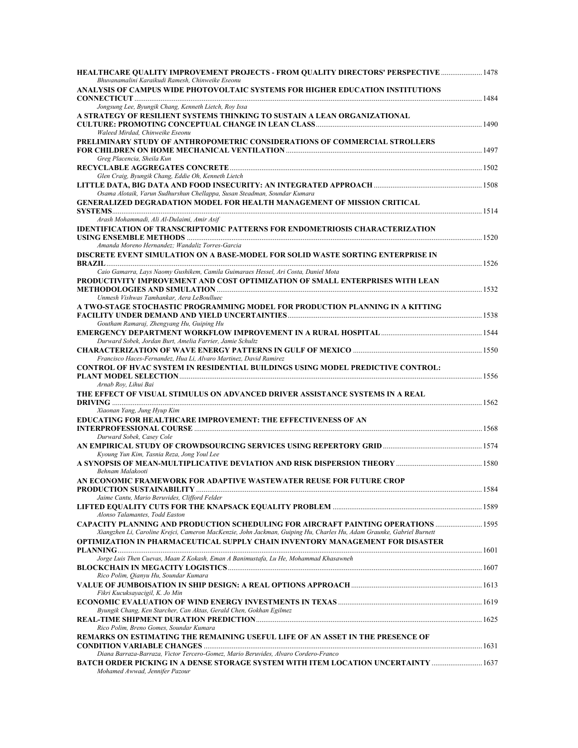**HEALTHCARE QUALITY IMPROVEMENT PROJECTS - FROM QUALITY DIRECTORS' PERSPECTIVE** ...................... 1478
*Bhuvanamalini Karaikudi Ramesh, Chinweike Eseonu*

**ANALYSIS OF CAMPUS WIDE PHOTOVOLTAIC SYSTEMS FOR HIGHER EDUCATION INSTITUTIONS CONNECTICUT** ...................... 1484
*Jongsung Lee, Byungik Chang, Kenneth Lietch, Roy Issa*

**A STRATEGY OF RESILIENT SYSTEMS THINKING TO SUSTAIN A LEAN ORGANIZATIONAL CULTURE: PROMOTING CONCEPTUAL CHANGE IN LEAN CLASS** ...................... 1490
*Waleed Mirdad, Chinweike Eseonu*

**PRELIMINARY STUDY OF ANTHROPOMETRIC CONSIDERATIONS OF COMMERCIAL STROLLERS FOR CHILDREN ON HOME MECHANICAL VENTILATION** ...................... 1497
*Greg Placencia, Sheila Kun*

**RECYCLABLE AGGREGATES CONCRETE** ...................... 1502
*Glen Craig, Byungik Chang, Eddie Oh, Kenneth Lietch*

**LITTLE DATA, BIG DATA AND FOOD INSECURITY: AN INTEGRATED APPROACH** ...................... 1508
*Osama Alotaik, Varun Sudhurshun Chellappa, Susan Steadman, Soundar Kumara*

**GENERALIZED DEGRADATION MODEL FOR HEALTH MANAGEMENT OF MISSION CRITICAL SYSTEMS** ...................... 1514
*Arash Mohammadi, Ali Al-Dulaimi, Amir Asif*

**IDENTIFICATION OF TRANSCRIPTOMIC PATTERNS FOR ENDOMETRIOSIS CHARACTERIZATION USING ENSEMBLE METHODS** ...................... 1520
*Amanda Moreno Hernandez; Wandaliz Torres-Garcia*

**DISCRETE EVENT SIMULATION ON A BASE-MODEL FOR SOLID WASTE SORTING ENTERPRISE IN BRAZIL** ...................... 1526
*Caio Gamarra, Lays Naomy Gushikem, Camila Guimaraes Hessel, Ari Costa, Daniel Mota*

**PRODUCTIVITY IMPROVEMENT AND COST OPTIMIZATION OF SMALL ENTERPRISES WITH LEAN METHODOLOGIES AND SIMULATION** ...................... 1532
*Unmesh Vishwas Tamhankar, Aera LeBoulluec*

**A TWO-STAGE STOCHASTIC PROGRAMMING MODEL FOR PRODUCTION PLANNING IN A KITTING FACILITY UNDER DEMAND AND YIELD UNCERTAINTIES** ...................... 1538
*Goutham Ramaraj, Zhengyang Hu, Guiping Hu*

**EMERGENCY DEPARTMENT WORKFLOW IMPROVEMENT IN A RURAL HOSPITAL** ...................... 1544
*Durward Sobek, Jordan Burt, Amelia Farrier, Jamie Schultz*

**CHARACTERIZATION OF WAVE ENERGY PATTERNS IN GULF OF MEXICO** ...................... 1550
*Francisco Haces-Fernandez, Hua Li, Alvaro Martinez, David Ramirez*

**CONTROL OF HVAC SYSTEM IN RESIDENTIAL BUILDINGS USING MODEL PREDICTIVE CONTROL: PLANT MODEL SELECTION** ...................... 1556
*Arnab Roy, Lihui Bai*

**THE EFFECT OF VISUAL STIMULUS ON ADVANCED DRIVER ASSISTANCE SYSTEMS IN A REAL DRIVING** ...................... 1562
*Xiaonan Yang, Jung Hyup Kim*

**EDUCATING FOR HEALTHCARE IMPROVEMENT: THE EFFECTIVENESS OF AN INTERPROFESSIONAL COURSE** ...................... 1568
*Durward Sobek, Casey Cole*

**AN EMPIRICAL STUDY OF CROWDSOURCING SERVICES USING REPERTORY GRID** ...................... 1574
*Kyoung Yun Kim, Tasnia Reza, Jong Youl Lee*

**A SYNOPSIS OF MEAN-MULTIPLICATIVE DEVIATION AND RISK DISPERSION THEORY** ...................... 1580
*Behnam Malakooti*

**AN ECONOMIC FRAMEWORK FOR ADAPTIVE WASTEWATER REUSE FOR FUTURE CROP PRODUCTION SUSTAINABILITY** ...................... 1584
*Jaime Cantu, Mario Beruvides, Clifford Felder*

**LIFTED EQUALITY CUTS FOR THE KNAPSACK EQUALITY PROBLEM** ...................... 1589
*Alonso Talamantes, Todd Easton*

**CAPACITY PLANNING AND PRODUCTION SCHEDULING FOR AIRCRAFT PAINTING OPERATIONS** ...................... 1595
*Xiangzhen Li, Caroline Krejci, Cameron MacKenzie, John Jackman, Guiping Hu, Charles Hu, Adam Graunke, Gabriel Burnett*

**OPTIMIZATION IN PHARMACEUTICAL SUPPLY CHAIN INVENTORY MANAGEMENT FOR DISASTER PLANNING** ...................... 1601
*Jorge Luis Then Cuevas, Maan Z Kokash, Eman A Banimustafa, Lu He, Mohammad Khasawneh*

**BLOCKCHAIN IN MEGACITY LOGISTICS** ...................... 1607
*Rico Polim, Qianyu Hu, Soundar Kumara*

**VALUE OF JUMBOISATION IN SHIP DESIGN: A REAL OPTIONS APPROACH** ...................... 1613
*Fikri Kucuksayacigil, K. Jo Min*

**ECONOMIC EVALUATION OF WIND ENERGY INVESTMENTS IN TEXAS** ...................... 1619
*Byungik Chang, Ken Starcher, Can Aktas, Gerald Chen, Gokhan Egilmez*

**REAL-TIME SHIPMENT DURATION PREDICTION** ...................... 1625
*Rico Polim, Breno Gomes, Soundar Kumara*

**REMARKS ON ESTIMATING THE REMAINING USEFUL LIFE OF AN ASSET IN THE PRESENCE OF CONDITION VARIABLE CHANGES** ...................... 1631
*Diana Barraza-Barraza, Victor Tercero-Gomez, Mario Beruvides, Alvaro Cordero-Franco*

**BATCH ORDER PICKING IN A DENSE STORAGE SYSTEM WITH ITEM LOCATION UNCERTAINTY** ...................... 1637
*Mohamed Awwad, Jennifer Pazour*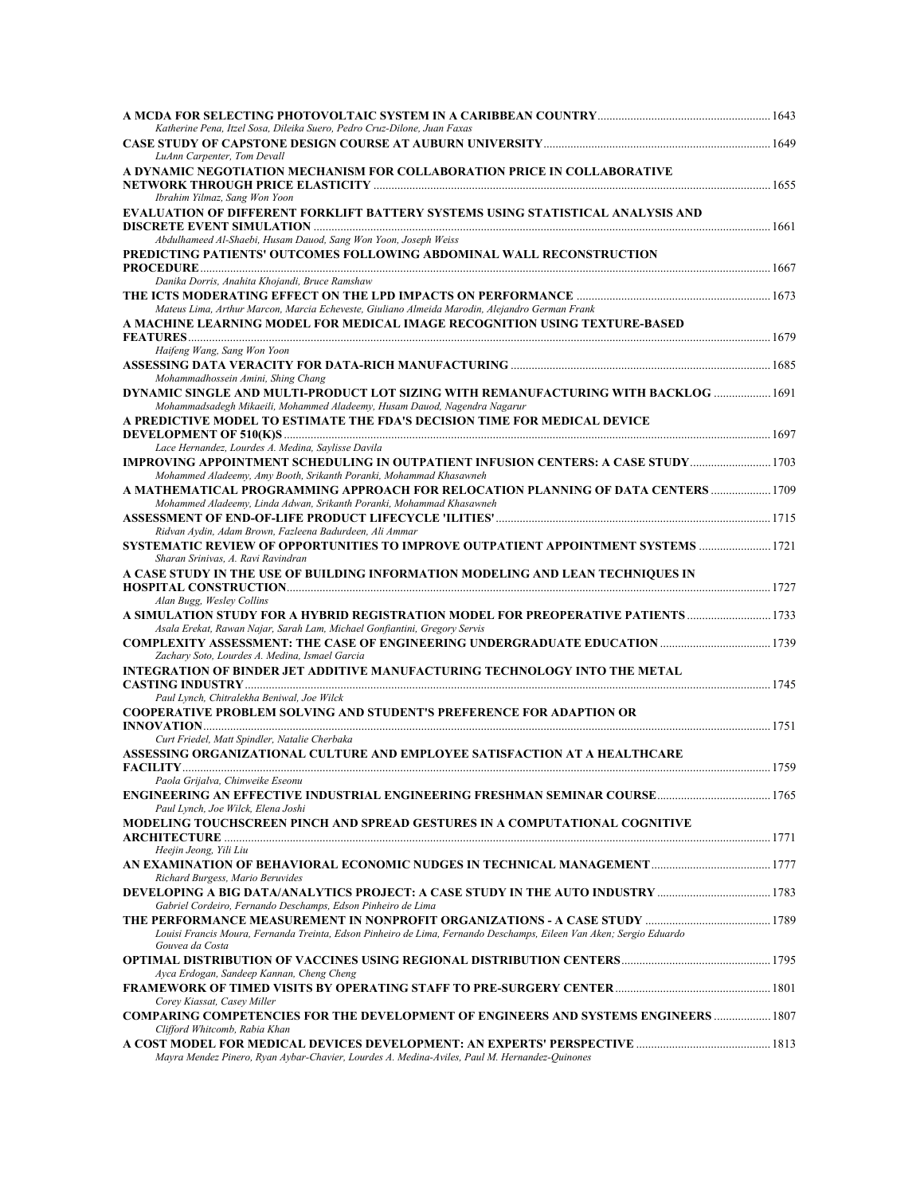**A MCDA FOR SELECTING PHOTOVOLTAIC SYSTEM IN A CARIBBEAN COUNTRY** ........................................................ 1643
*Katherine Pena, Itzel Sosa, Dileika Suero, Pedro Cruz-Dilone, Juan Faxas*

**CASE STUDY OF CAPSTONE DESIGN COURSE AT AUBURN UNIVERSITY** ........................................................ 1649
*LuAnn Carpenter, Tom Devall*

**A DYNAMIC NEGOTIATION MECHANISM FOR COLLABORATION PRICE IN COLLABORATIVE NETWORK THROUGH PRICE ELASTICITY** ........................................................ 1655
*Ibrahim Yilmaz, Sang Won Yoon*

**EVALUATION OF DIFFERENT FORKLIFT BATTERY SYSTEMS USING STATISTICAL ANALYSIS AND DISCRETE EVENT SIMULATION** ........................................................ 1661
*Abdulhameed Al-Shaebi, Husam Dauod, Sang Won Yoon, Joseph Weiss*

**PREDICTING PATIENTS' OUTCOMES FOLLOWING ABDOMINAL WALL RECONSTRUCTION PROCEDURE** ........................................................ 1667
*Danika Dorris, Anahita Khojandi, Bruce Ramshaw*

**THE ICTS MODERATING EFFECT ON THE LPD IMPACTS ON PERFORMANCE** ........................................................ 1673
*Mateus Lima, Arthur Marcon, Marcia Echeveste, Giuliano Almeida Marodin, Alejandro German Frank*

**A MACHINE LEARNING MODEL FOR MEDICAL IMAGE RECOGNITION USING TEXTURE-BASED FEATURES** ........................................................ 1679
*Haifeng Wang, Sang Won Yoon*

**ASSESSING DATA VERACITY FOR DATA-RICH MANUFACTURING** ........................................................ 1685
*Mohammadhossein Amini, Shing Chang*

**DYNAMIC SINGLE AND MULTI-PRODUCT LOT SIZING WITH REMANUFACTURING WITH BACKLOG** ........................................................ 1691
*Mohammadsadegh Mikaeili, Mohammed Aladeemy, Husam Dauod, Nagendra Nagarur*

**A PREDICTIVE MODEL TO ESTIMATE THE FDA'S DECISION TIME FOR MEDICAL DEVICE DEVELOPMENT OF 510(K)S** ........................................................ 1697
*Lace Hernandez, Lourdes A. Medina, Saylisse Davila*

**IMPROVING APPOINTMENT SCHEDULING IN OUTPATIENT INFUSION CENTERS: A CASE STUDY** ........................................................ 1703
*Mohammed Aladeemy, Amy Booth, Srikanth Poranki, Mohammad Khasawneh*

**A MATHEMATICAL PROGRAMMING APPROACH FOR RELOCATION PLANNING OF DATA CENTERS** ........................................................ 1709
*Mohammed Aladeemy, Linda Adwan, Srikanth Poranki, Mohammad Khasawneh*

**ASSESSMENT OF END-OF-LIFE PRODUCT LIFECYCLE 'ILITIES'** ........................................................ 1715
*Ridvan Aydin, Adam Brown, Fazleena Badurdeen, Ali Ammar*

**SYSTEMATIC REVIEW OF OPPORTUNITIES TO IMPROVE OUTPATIENT APPOINTMENT SYSTEMS** ........................................................ 1721
*Sharan Srinivas, A. Ravi Ravindran*

**A CASE STUDY IN THE USE OF BUILDING INFORMATION MODELING AND LEAN TECHNIQUES IN HOSPITAL CONSTRUCTION** ........................................................ 1727
*Alan Bugg, Wesley Collins*

**A SIMULATION STUDY FOR A HYBRID REGISTRATION MODEL FOR PREOPERATIVE PATIENTS** ........................................................ 1733
*Asala Erekat, Rawan Najar, Sarah Lam, Michael Gonfiantini, Gregory Servis*

**COMPLEXITY ASSESSMENT: THE CASE OF ENGINEERING UNDERGRADUATE EDUCATION** ........................................................ 1739
*Zachary Soto, Lourdes A. Medina, Ismael Garcia*

**INTEGRATION OF BINDER JET ADDITIVE MANUFACTURING TECHNOLOGY INTO THE METAL CASTING INDUSTRY** ........................................................ 1745
*Paul Lynch, Chitralekha Beniwal, Joe Wilck*

**COOPERATIVE PROBLEM SOLVING AND STUDENT'S PREFERENCE FOR ADAPTION OR INNOVATION** ........................................................ 1751
*Curt Friedel, Matt Spindler, Natalie Cherbaka*

**ASSESSING ORGANIZATIONAL CULTURE AND EMPLOYEE SATISFACTION AT A HEALTHCARE FACILITY** ........................................................ 1759
*Paola Grijalva, Chinweike Eseonu*

**ENGINEERING AN EFFECTIVE INDUSTRIAL ENGINEERING FRESHMAN SEMINAR COURSE** ........................................................ 1765
*Paul Lynch, Joe Wilck, Elena Joshi*

**MODELING TOUCHSCREEN PINCH AND SPREAD GESTURES IN A COMPUTATIONAL COGNITIVE ARCHITECTURE** ........................................................ 1771
*Heejin Jeong, Yili Liu*

**AN EXAMINATION OF BEHAVIORAL ECONOMIC NUDGES IN TECHNICAL MANAGEMENT** ........................................................ 1777
*Richard Burgess, Mario Beruvides*

**DEVELOPING A BIG DATA/ANALYTICS PROJECT: A CASE STUDY IN THE AUTO INDUSTRY** ........................................................ 1783
*Gabriel Cordeiro, Fernando Deschamps, Edson Pinheiro de Lima*

**THE PERFORMANCE MEASUREMENT IN NONPROFIT ORGANIZATIONS - A CASE STUDY** ........................................................ 1789
*Louisi Francis Moura, Fernanda Treinta, Edson Pinheiro de Lima, Fernando Deschamps, Eileen Van Aken; Sergio Eduardo Gouvea da Costa*

**OPTIMAL DISTRIBUTION OF VACCINES USING REGIONAL DISTRIBUTION CENTERS** ........................................................ 1795
*Ayca Erdogan, Sandeep Kannan, Cheng Cheng*

**FRAMEWORK OF TIMED VISITS BY OPERATING STAFF TO PRE-SURGERY CENTER** ........................................................ 1801
*Corey Kiassat, Casey Miller*

**COMPARING COMPETENCIES FOR THE DEVELOPMENT OF ENGINEERS AND SYSTEMS ENGINEERS** ........................................................ 1807
*Clifford Whitcomb, Rabia Khan*

**A COST MODEL FOR MEDICAL DEVICES DEVELOPMENT: AN EXPERTS' PERSPECTIVE** ........................................................ 1813
*Mayra Mendez Pinero, Ryan Aybar-Chavier, Lourdes A. Medina-Aviles, Paul M. Hernandez-Quinones*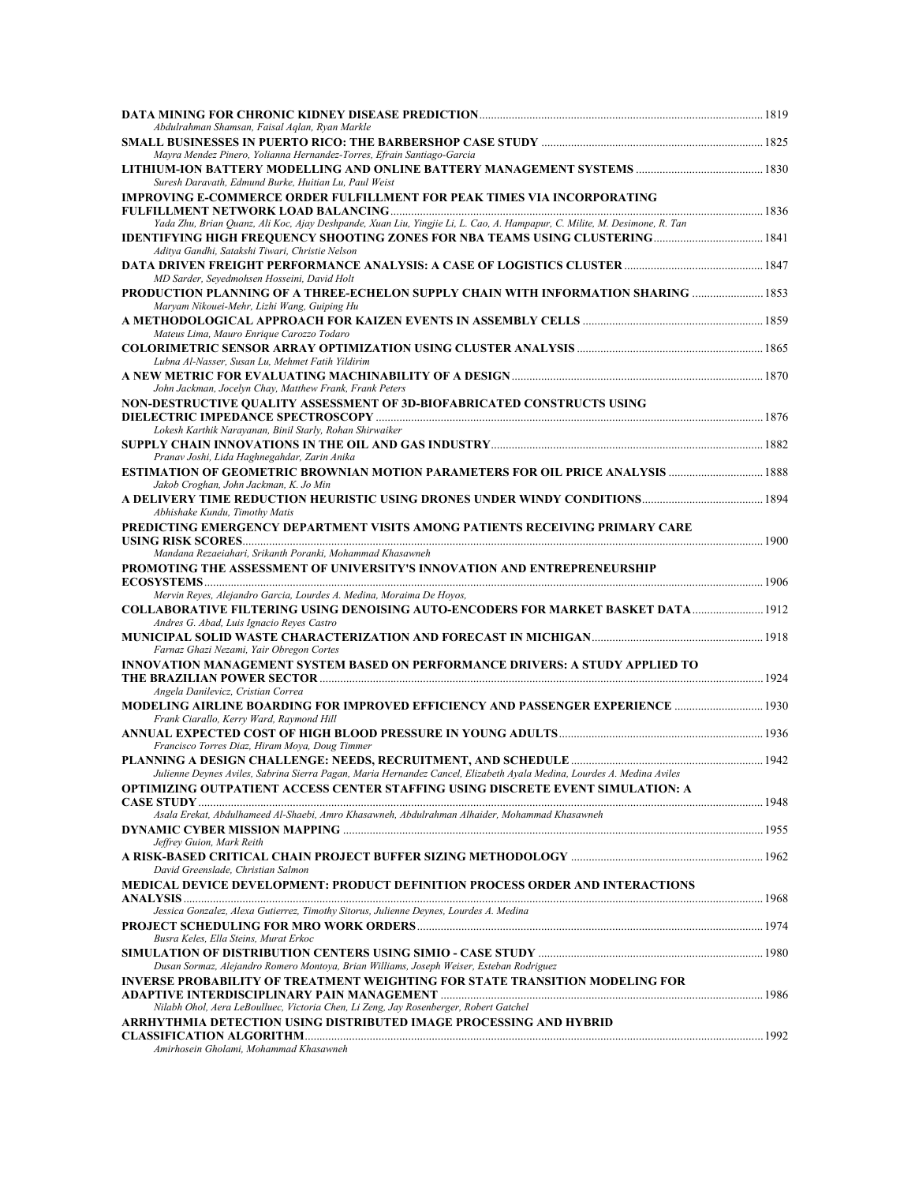**DATA MINING FOR CHRONIC KIDNEY DISEASE PREDICTION** ............ 1819
*Abdulrahman Shamsan, Faisal Aqlan, Ryan Markle*

**SMALL BUSINESSES IN PUERTO RICO: THE BARBERSHOP CASE STUDY** ............ 1825
*Mayra Mendez Pinero, Yolianna Hernandez-Torres, Efrain Santiago-Garcia*

**LITHIUM-ION BATTERY MODELLING AND ONLINE BATTERY MANAGEMENT SYSTEMS** ............ 1830
*Suresh Daravath, Edmund Burke, Huitian Lu, Paul Weist*

**IMPROVING E-COMMERCE ORDER FULFILLMENT FOR PEAK TIMES VIA INCORPORATING FULFILLMENT NETWORK LOAD BALANCING** ............ 1836
*Yada Zhu, Brian Quanz, Ali Koc, Ajay Deshpande, Xuan Liu, Yingjie Li, L. Cao, A. Hampapur, C. Milite, M. Desimone, R. Tan*

**IDENTIFYING HIGH FREQUENCY SHOOTING ZONES FOR NBA TEAMS USING CLUSTERING** ............ 1841
*Aditya Gandhi, Satakshi Tiwari, Christie Nelson*

**DATA DRIVEN FREIGHT PERFORMANCE ANALYSIS: A CASE OF LOGISTICS CLUSTER** ............ 1847
*MD Sarder, Seyedmohsen Hosseini, David Holt*

**PRODUCTION PLANNING OF A THREE-ECHELON SUPPLY CHAIN WITH INFORMATION SHARING** ............ 1853
*Maryam Nikouei-Mehr, Lizhi Wang, Guiping Hu*

**A METHODOLOGICAL APPROACH FOR KAIZEN EVENTS IN ASSEMBLY CELLS** ............ 1859
*Mateus Lima, Mauro Enrique Carozzo Todaro*

**COLORIMETRIC SENSOR ARRAY OPTIMIZATION USING CLUSTER ANALYSIS** ............ 1865
*Lubna Al-Nasser, Susan Lu, Mehmet Fatih Yildirim*

**A NEW METRIC FOR EVALUATING MACHINABILITY OF A DESIGN** ............ 1870
*John Jackman, Jocelyn Chay, Matthew Frank, Frank Peters*

**NON-DESTRUCTIVE QUALITY ASSESSMENT OF 3D-BIOFABRICATED CONSTRUCTS USING DIELECTRIC IMPEDANCE SPECTROSCOPY** ............ 1876
*Lokesh Karthik Narayanan, Binil Starly, Rohan Shirwaiker*

**SUPPLY CHAIN INNOVATIONS IN THE OIL AND GAS INDUSTRY** ............ 1882
*Pranav Joshi, Lida Haghnegahdar, Zarin Anika*

**ESTIMATION OF GEOMETRIC BROWNIAN MOTION PARAMETERS FOR OIL PRICE ANALYSIS** ............ 1888
*Jakob Croghan, John Jackman, K. Jo Min*

**A DELIVERY TIME REDUCTION HEURISTIC USING DRONES UNDER WINDY CONDITIONS** ............ 1894
*Abhishake Kundu, Timothy Matis*

**PREDICTING EMERGENCY DEPARTMENT VISITS AMONG PATIENTS RECEIVING PRIMARY CARE USING RISK SCORES** ............ 1900
*Mandana Rezaeiahari, Srikanth Poranki, Mohammad Khasawneh*

**PROMOTING THE ASSESSMENT OF UNIVERSITY'S INNOVATION AND ENTREPRENEURSHIP ECOSYSTEMS** ............ 1906
*Mervin Reyes, Alejandro Garcia, Lourdes A. Medina, Moraima De Hoyos,*

**COLLABORATIVE FILTERING USING DENOISING AUTO-ENCODERS FOR MARKET BASKET DATA** ............ 1912
*Andres G. Abad, Luis Ignacio Reyes Castro*

**MUNICIPAL SOLID WASTE CHARACTERIZATION AND FORECAST IN MICHIGAN** ............ 1918
*Farnaz Ghazi Nezami, Yair Obregon Cortes*

**INNOVATION MANAGEMENT SYSTEM BASED ON PERFORMANCE DRIVERS: A STUDY APPLIED TO THE BRAZILIAN POWER SECTOR** ............ 1924
*Angela Danilevicz, Cristian Correa*

**MODELING AIRLINE BOARDING FOR IMPROVED EFFICIENCY AND PASSENGER EXPERIENCE** ............ 1930
*Frank Ciarallo, Kerry Ward, Raymond Hill*

**ANNUAL EXPECTED COST OF HIGH BLOOD PRESSURE IN YOUNG ADULTS** ............ 1936
*Francisco Torres Diaz, Hiram Moya, Doug Timmer*

**PLANNING A DESIGN CHALLENGE: NEEDS, RECRUITMENT, AND SCHEDULE** ............ 1942
*Julienne Deynes Aviles, Sabrina Sierra Pagan, Maria Hernandez Cancel, Elizabeth Ayala Medina, Lourdes A. Medina Aviles*

**OPTIMIZING OUTPATIENT ACCESS CENTER STAFFING USING DISCRETE EVENT SIMULATION: A CASE STUDY** ............ 1948
*Asala Erekat, Abdulhameed Al-Shaebi, Amro Khasawneh, Abdulrahman Alhaider, Mohammad Khasawneh*

**DYNAMIC CYBER MISSION MAPPING** ............ 1955
*Jeffrey Guion, Mark Reith*

**A RISK-BASED CRITICAL CHAIN PROJECT BUFFER SIZING METHODOLOGY** ............ 1962
*David Greenslade, Christian Salmon*

**MEDICAL DEVICE DEVELOPMENT: PRODUCT DEFINITION PROCESS ORDER AND INTERACTIONS ANALYSIS** ............ 1968
*Jessica Gonzalez, Alexa Gutierrez, Timothy Sitorus, Julienne Deynes, Lourdes A. Medina*

**PROJECT SCHEDULING FOR MRO WORK ORDERS** ............ 1974
*Busra Keles, Ella Steins, Murat Erkoc*

**SIMULATION OF DISTRIBUTION CENTERS USING SIMIO - CASE STUDY** ............ 1980
*Dusan Sormaz, Alejandro Romero Montoya, Brian Williams, Joseph Weiser, Esteban Rodriguez*

**INVERSE PROBABILITY OF TREATMENT WEIGHTING FOR STATE TRANSITION MODELING FOR ADAPTIVE INTERDISCIPLINARY PAIN MANAGEMENT** ............ 1986
*Nilabh Ohol, Aera LeBoulluec, Victoria Chen, Li Zeng, Jay Rosenberger, Robert Gatchel*

**ARRHYTHMIA DETECTION USING DISTRIBUTED IMAGE PROCESSING AND HYBRID CLASSIFICATION ALGORITHM** ............ 1992
*Amirhosein Gholami, Mohammad Khasawneh*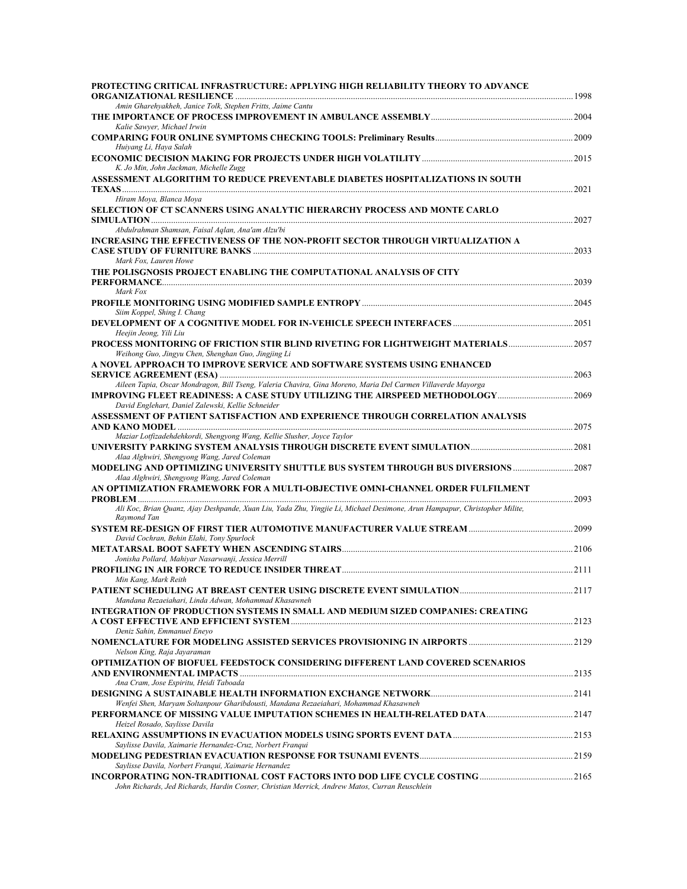**PROTECTING CRITICAL INFRASTRUCTURE: APPLYING HIGH RELIABILITY THEORY TO ADVANCE ORGANIZATIONAL RESILIENCE** .......... 1998
*Amin Gharehyakheh, Janice Tolk, Stephen Fritts, Jaime Cantu*

**THE IMPORTANCE OF PROCESS IMPROVEMENT IN AMBULANCE ASSEMBLY** .......... 2004
*Kalie Sawyer, Michael Irwin*

**COMPARING FOUR ONLINE SYMPTOMS CHECKING TOOLS: Preliminary Results** .......... 2009
*Huiyang Li, Haya Salah*

**ECONOMIC DECISION MAKING FOR PROJECTS UNDER HIGH VOLATILITY** .......... 2015
*K. Jo Min, John Jackman, Michelle Zugg*

**ASSESSMENT ALGORITHM TO REDUCE PREVENTABLE DIABETES HOSPITALIZATIONS IN SOUTH TEXAS** .......... 2021
*Hiram Moya, Blanca Moya*

**SELECTION OF CT SCANNERS USING ANALYTIC HIERARCHY PROCESS AND MONTE CARLO SIMULATION** .......... 2027
*Abdulrahman Shamsan, Faisal Aqlan, Ana'am Alzu'bi*

**INCREASING THE EFFECTIVENESS OF THE NON-PROFIT SECTOR THROUGH VIRTUALIZATION A CASE STUDY OF FURNITURE BANKS** .......... 2033
*Mark Fox, Lauren Howe*

**THE POLISGNOSIS PROJECT ENABLING THE COMPUTATIONAL ANALYSIS OF CITY PERFORMANCE** .......... 2039
*Mark Fox*

**PROFILE MONITORING USING MODIFIED SAMPLE ENTROPY** .......... 2045
*Siim Koppel, Shing I. Chang*

**DEVELOPMENT OF A COGNITIVE MODEL FOR IN-VEHICLE SPEECH INTERFACES** .......... 2051
*Heejin Jeong, Yili Liu*

**PROCESS MONITORING OF FRICTION STIR BLIND RIVETING FOR LIGHTWEIGHT MATERIALS** .......... 2057
*Weihong Guo, Jingyu Chen, Shenghan Guo, Jingjing Li*

**A NOVEL APPROACH TO IMPROVE SERVICE AND SOFTWARE SYSTEMS USING ENHANCED SERVICE AGREEMENT (ESA)** .......... 2063
*Aileen Tapia, Oscar Mondragon, Bill Tseng, Valeria Chavira, Gina Moreno, Maria Del Carmen Villaverde Mayorga*

**IMPROVING FLEET READINESS: A CASE STUDY UTILIZING THE AIRSPEED METHODOLOGY** .......... 2069
*David Englehart, Daniel Zalewski, Kellie Schneider*

**ASSESSMENT OF PATIENT SATISFACTION AND EXPERIENCE THROUGH CORRELATION ANALYSIS AND KANO MODEL** .......... 2075
*Maziar Lotfizadehdehkordi, Shengyong Wang, Kellie Slusher, Joyce Taylor*

**UNIVERSITY PARKING SYSTEM ANALYSIS THROUGH DISCRETE EVENT SIMULATION** .......... 2081
*Alaa Alghwiri, Shengyong Wang, Jared Coleman*

**MODELING AND OPTIMIZING UNIVERSITY SHUTTLE BUS SYSTEM THROUGH BUS DIVERSIONS** .......... 2087
*Alaa Alghwiri, Shengyong Wang, Jared Coleman*

**AN OPTIMIZATION FRAMEWORK FOR A MULTI-OBJECTIVE OMNI-CHANNEL ORDER FULFILMENT PROBLEM** .......... 2093
*Ali Koc, Brian Quanz, Ajay Deshpande, Xuan Liu, Yada Zhu, Yingjie Li, Michael Desimone, Arun Hampapur, Christopher Milite, Raymond Tan*

**SYSTEM RE-DESIGN OF FIRST TIER AUTOMOTIVE MANUFACTURER VALUE STREAM** .......... 2099
*David Cochran, Behin Elahi, Tony Spurlock*

**METATARSAL BOOT SAFETY WHEN ASCENDING STAIRS** .......... 2106
*Jonisha Pollard, Mahiyar Nasarwanji, Jessica Merrill*

**PROFILING IN AIR FORCE TO REDUCE INSIDER THREAT** .......... 2111
*Min Kang, Mark Reith*

**PATIENT SCHEDULING AT BREAST CENTER USING DISCRETE EVENT SIMULATION** .......... 2117
*Mandana Rezaeiahari, Linda Adwan, Mohammad Khasawneh*

**INTEGRATION OF PRODUCTION SYSTEMS IN SMALL AND MEDIUM SIZED COMPANIES: CREATING A COST EFFECTIVE AND EFFICIENT SYSTEM** .......... 2123
*Deniz Sahin, Emmanuel Eneyo*

**NOMENCLATURE FOR MODELING ASSISTED SERVICES PROVISIONING IN AIRPORTS** .......... 2129
*Nelson King, Raja Jayaraman*

**OPTIMIZATION OF BIOFUEL FEEDSTOCK CONSIDERING DIFFERENT LAND COVERED SCENARIOS AND ENVIRONMENTAL IMPACTS** .......... 2135
*Ana Cram, Jose Espiritu, Heidi Taboada*

**DESIGNING A SUSTAINABLE HEALTH INFORMATION EXCHANGE NETWORK** .......... 2141
*Wenfei Shen, Maryam Soltanpour Gharibdousti, Mandana Rezaeiahari, Mohammad Khasawneh*

**PERFORMANCE OF MISSING VALUE IMPUTATION SCHEMES IN HEALTH-RELATED DATA** .......... 2147
*Heizel Rosado, Saylisse Davila*

**RELAXING ASSUMPTIONS IN EVACUATION MODELS USING SPORTS EVENT DATA** .......... 2153
*Saylisse Davila, Xaimarie Hernandez-Cruz, Norbert Franqui*

**MODELING PEDESTRIAN EVACUATION RESPONSE FOR TSUNAMI EVENTS** .......... 2159
*Saylisse Davila, Norbert Franqui, Xaimarie Hernandez*

**INCORPORATING NON-TRADITIONAL COST FACTORS INTO DOD LIFE CYCLE COSTING** .......... 2165
*John Richards, Jed Richards, Hardin Cosner, Christian Merrick, Andrew Matos, Curran Reuschlein*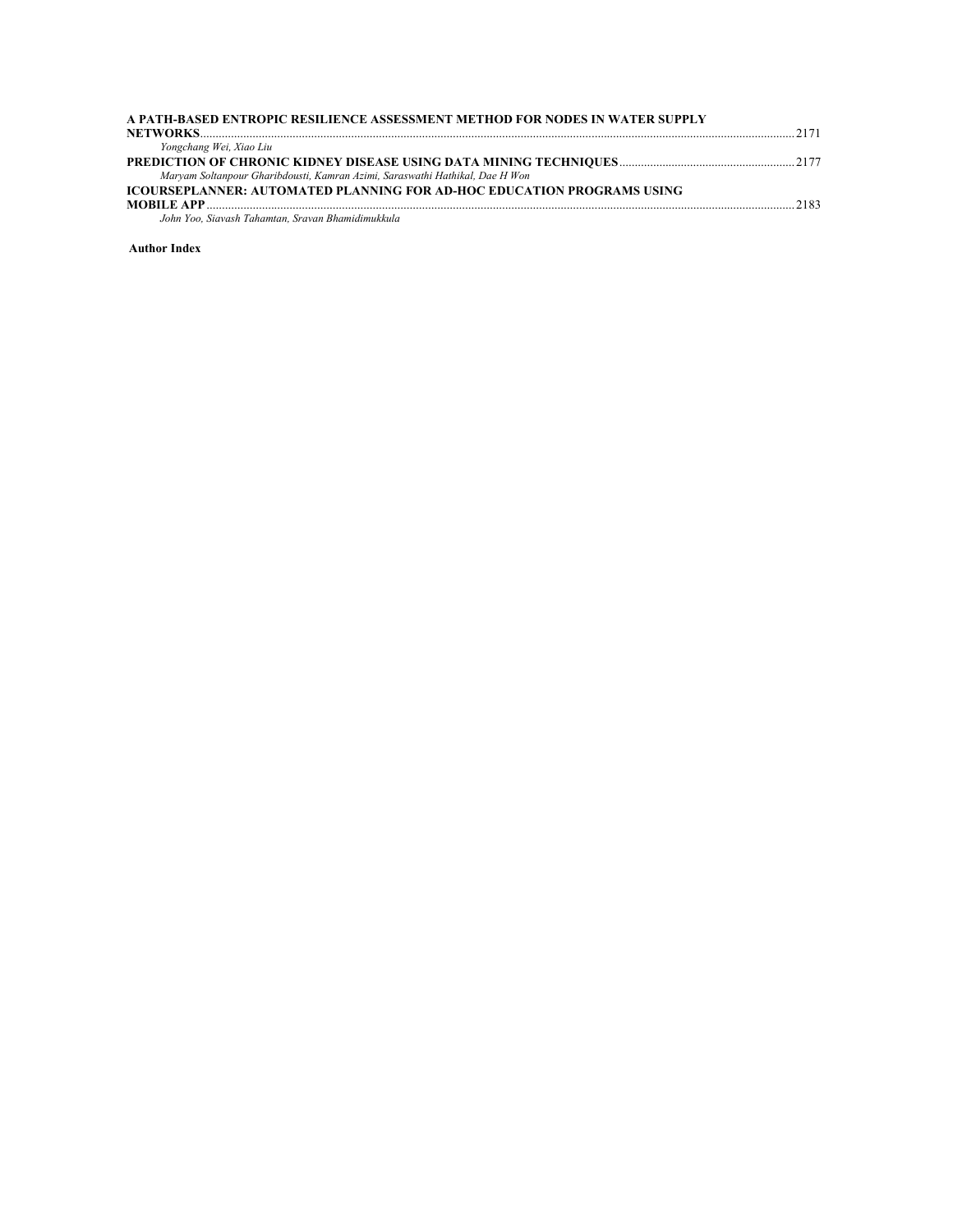**A PATH-BASED ENTROPIC RESILIENCE ASSESSMENT METHOD FOR NODES IN WATER SUPPLY NETWORKS** ............ 2171

*Yongchang Wei, Xiao Liu*

**PREDICTION OF CHRONIC KIDNEY DISEASE USING DATA MINING TECHNIQUES** ............ 2177

*Maryam Soltanpour Gharibdousti, Kamran Azimi, Saraswathi Hathikal, Dae H Won*

**ICOURSEPLANNER: AUTOMATED PLANNING FOR AD-HOC EDUCATION PROGRAMS USING MOBILE APP** ............ 2183

*John Yoo, Siavash Tahamtan, Sravan Bhamidimukkula*

**Author Index**